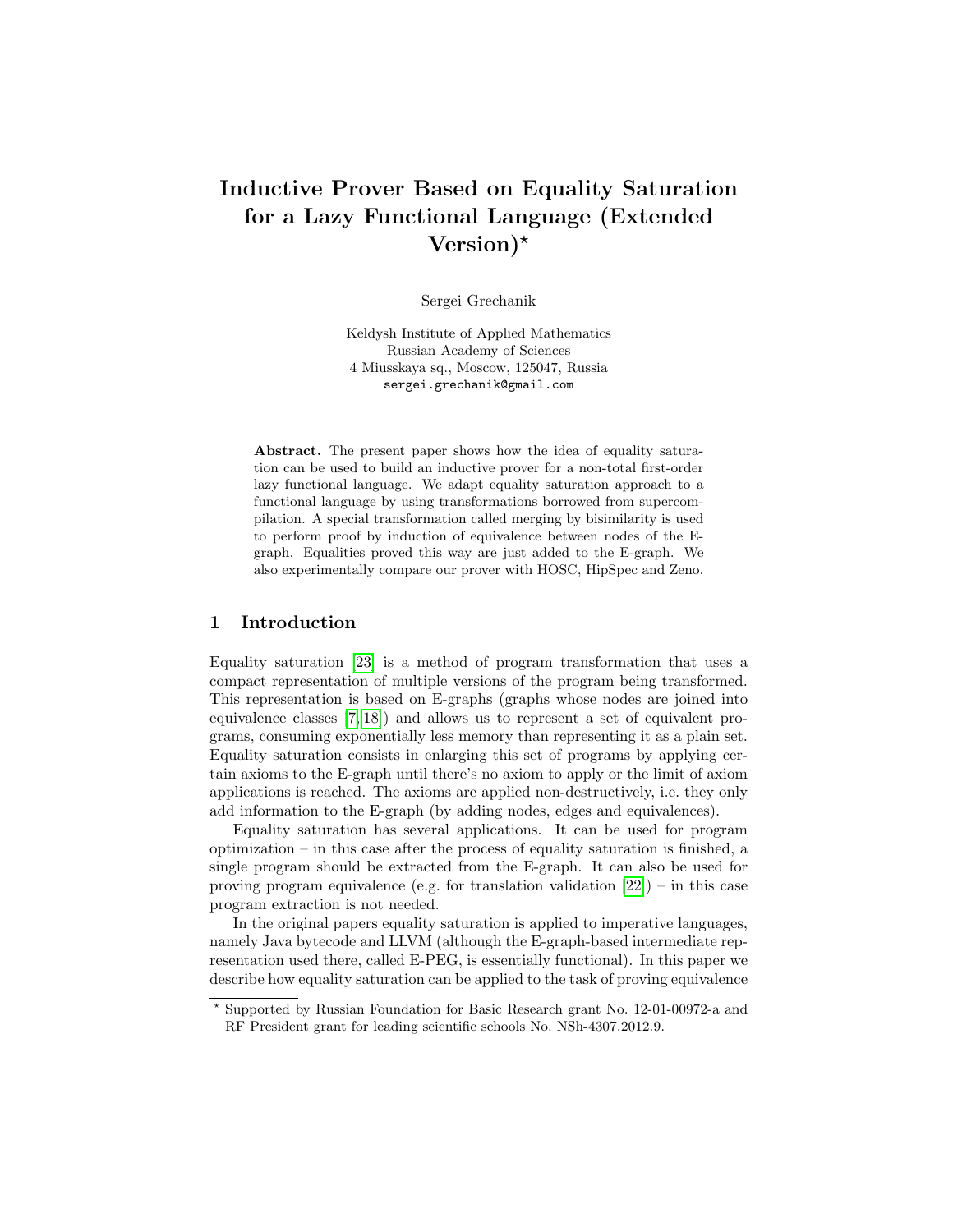# Inductive Prover Based on Equality Saturation for a Lazy Functional Language (Extended Version)*

Sergei Grechanik

Keldysh Institute of Applied Mathematics
Russian Academy of Sciences
4 Miusskaya sq., Moscow, 125047, Russia
sergei.grechanik@gmail.com

**Abstract.** The present paper shows how the idea of equality saturation can be used to build an inductive prover for a non-total first-order lazy functional language. We adapt equality saturation approach to a functional language by using transformations borrowed from supercompilation. A special transformation called merging by bisimilarity is used to perform proof by induction of equivalence between nodes of the E-graph. Equalities proved this way are just added to the E-graph. We also experimentally compare our prover with HOSC, HipSpec and Zeno.

## 1 Introduction

Equality saturation [23] is a method of program transformation that uses a compact representation of multiple versions of the program being transformed. This representation is based on E-graphs (graphs whose nodes are joined into equivalence classes [7, 18]) and allows us to represent a set of equivalent programs, consuming exponentially less memory than representing it as a plain set. Equality saturation consists in enlarging this set of programs by applying certain axioms to the E-graph until there's no axiom to apply or the limit of axiom applications is reached. The axioms are applied non-destructively, i.e. they only add information to the E-graph (by adding nodes, edges and equivalences).

Equality saturation has several applications. It can be used for program optimization – in this case after the process of equality saturation is finished, a single program should be extracted from the E-graph. It can also be used for proving program equivalence (e.g. for translation validation [22]) – in this case program extraction is not needed.

In the original papers equality saturation is applied to imperative languages, namely Java bytecode and LLVM (although the E-graph-based intermediate representation used there, called E-PEG, is essentially functional). In this paper we describe how equality saturation can be applied to the task of proving equivalence

---

* Supported by Russian Foundation for Basic Research grant No. 12-01-00972-a and RF President grant for leading scientific schools No. NSh-4307.2012.9.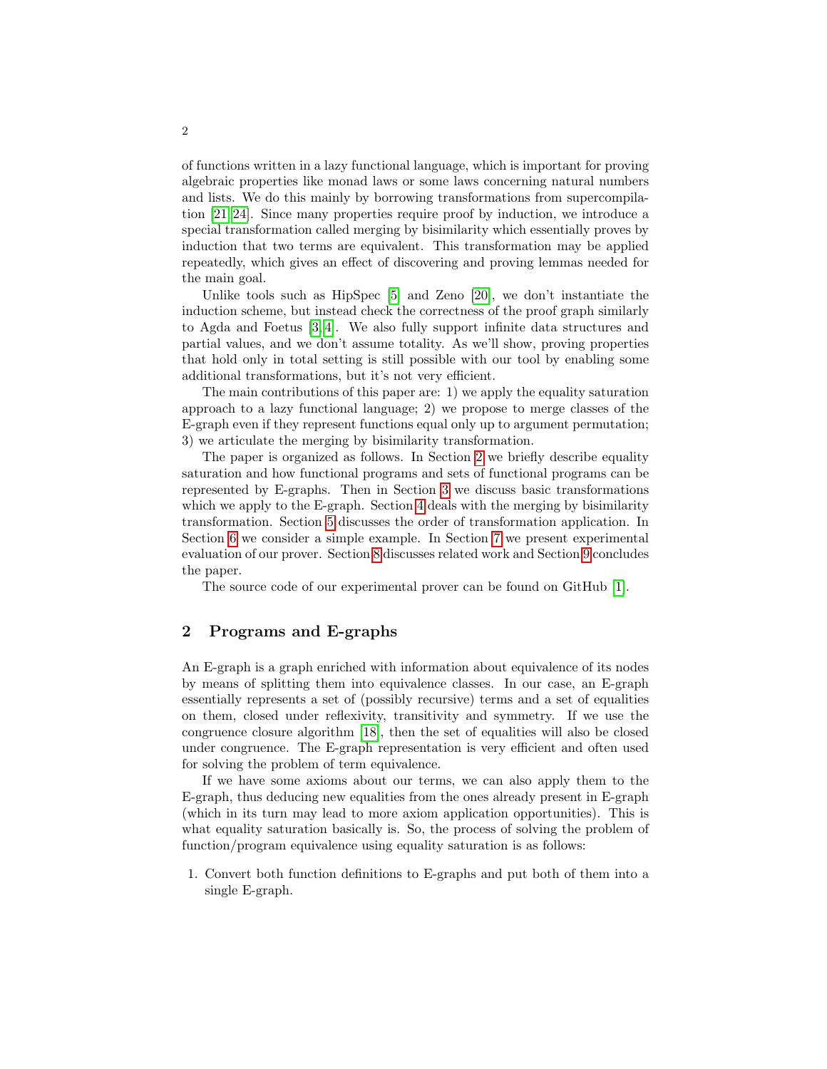of functions written in a lazy functional language, which is important for proving algebraic properties like monad laws or some laws concerning natural numbers and lists. We do this mainly by borrowing transformations from supercompilation [21,24]. Since many properties require proof by induction, we introduce a special transformation called merging by bisimilarity which essentially proves by induction that two terms are equivalent. This transformation may be applied repeatedly, which gives an effect of discovering and proving lemmas needed for the main goal.

Unlike tools such as HipSpec [5] and Zeno [20], we don't instantiate the induction scheme, but instead check the correctness of the proof graph similarly to Agda and Foetus [3,4]. We also fully support infinite data structures and partial values, and we don't assume totality. As we'll show, proving properties that hold only in total setting is still possible with our tool by enabling some additional transformations, but it's not very efficient.

The main contributions of this paper are: 1) we apply the equality saturation approach to a lazy functional language; 2) we propose to merge classes of the E-graph even if they represent functions equal only up to argument permutation; 3) we articulate the merging by bisimilarity transformation.

The paper is organized as follows. In Section 2 we briefly describe equality saturation and how functional programs and sets of functional programs can be represented by E-graphs. Then in Section 3 we discuss basic transformations which we apply to the E-graph. Section 4 deals with the merging by bisimilarity transformation. Section 5 discusses the order of transformation application. In Section 6 we consider a simple example. In Section 7 we present experimental evaluation of our prover. Section 8 discusses related work and Section 9 concludes the paper.

The source code of our experimental prover can be found on GitHub [1].

## 2 Programs and E-graphs

An E-graph is a graph enriched with information about equivalence of its nodes by means of splitting them into equivalence classes. In our case, an E-graph essentially represents a set of (possibly recursive) terms and a set of equalities on them, closed under reflexivity, transitivity and symmetry. If we use the congruence closure algorithm [18], then the set of equalities will also be closed under congruence. The E-graph representation is very efficient and often used for solving the problem of term equivalence.

If we have some axioms about our terms, we can also apply them to the E-graph, thus deducing new equalities from the ones already present in E-graph (which in its turn may lead to more axiom application opportunities). This is what equality saturation basically is. So, the process of solving the problem of function/program equivalence using equality saturation is as follows:

1. Convert both function definitions to E-graphs and put both of them into a single E-graph.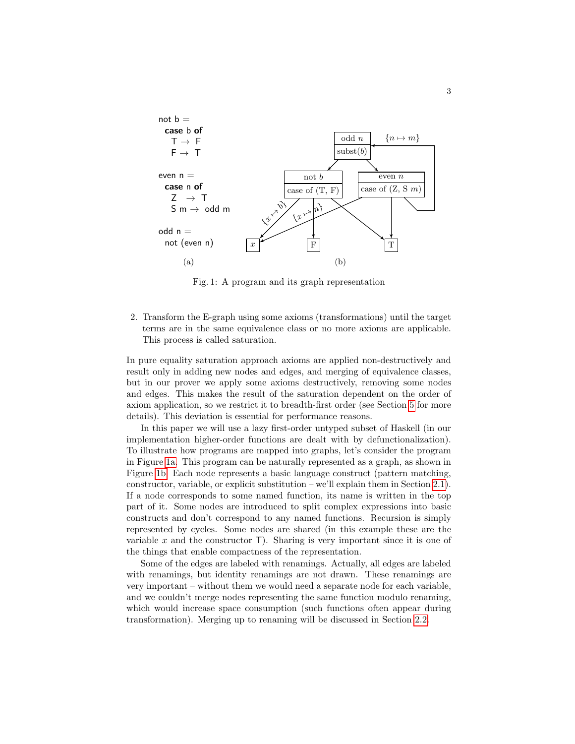```
not b =
  case b of
    T → F
    F → T

even n =
  case n of
    Z   → T
    S m → odd m

odd n =
  not (even n)
```

(a)

(b)

Fig. 1: A program and its graph representation

2. Transform the E-graph using some axioms (transformations) until the target terms are in the same equivalence class or no more axioms are applicable. This process is called saturation.

In pure equality saturation approach axioms are applied non-destructively and result only in adding new nodes and edges, and merging of equivalence classes, but in our prover we apply some axioms destructively, removing some nodes and edges. This makes the result of the saturation dependent on the order of axiom application, so we restrict it to breadth-first order (see Section 5 for more details). This deviation is essential for performance reasons.

In this paper we will use a lazy first-order untyped subset of Haskell (in our implementation higher-order functions are dealt with by defunctionalization). To illustrate how programs are mapped into graphs, let's consider the program in Figure 1a. This program can be naturally represented as a graph, as shown in Figure 1b. Each node represents a basic language construct (pattern matching, constructor, variable, or explicit substitution – we'll explain them in Section 2.1). If a node corresponds to some named function, its name is written in the top part of it. Some nodes are introduced to split complex expressions into basic constructs and don't correspond to any named functions. Recursion is simply represented by cycles. Some nodes are shared (in this example these are the variable $x$ and the constructor T). Sharing is very important since it is one of the things that enable compactness of the representation.

Some of the edges are labeled with renamings. Actually, all edges are labeled with renamings, but identity renamings are not drawn. These renamings are very important – without them we would need a separate node for each variable, and we couldn't merge nodes representing the same function modulo renaming, which would increase space consumption (such functions often appear during transformation). Merging up to renaming will be discussed in Section 2.2.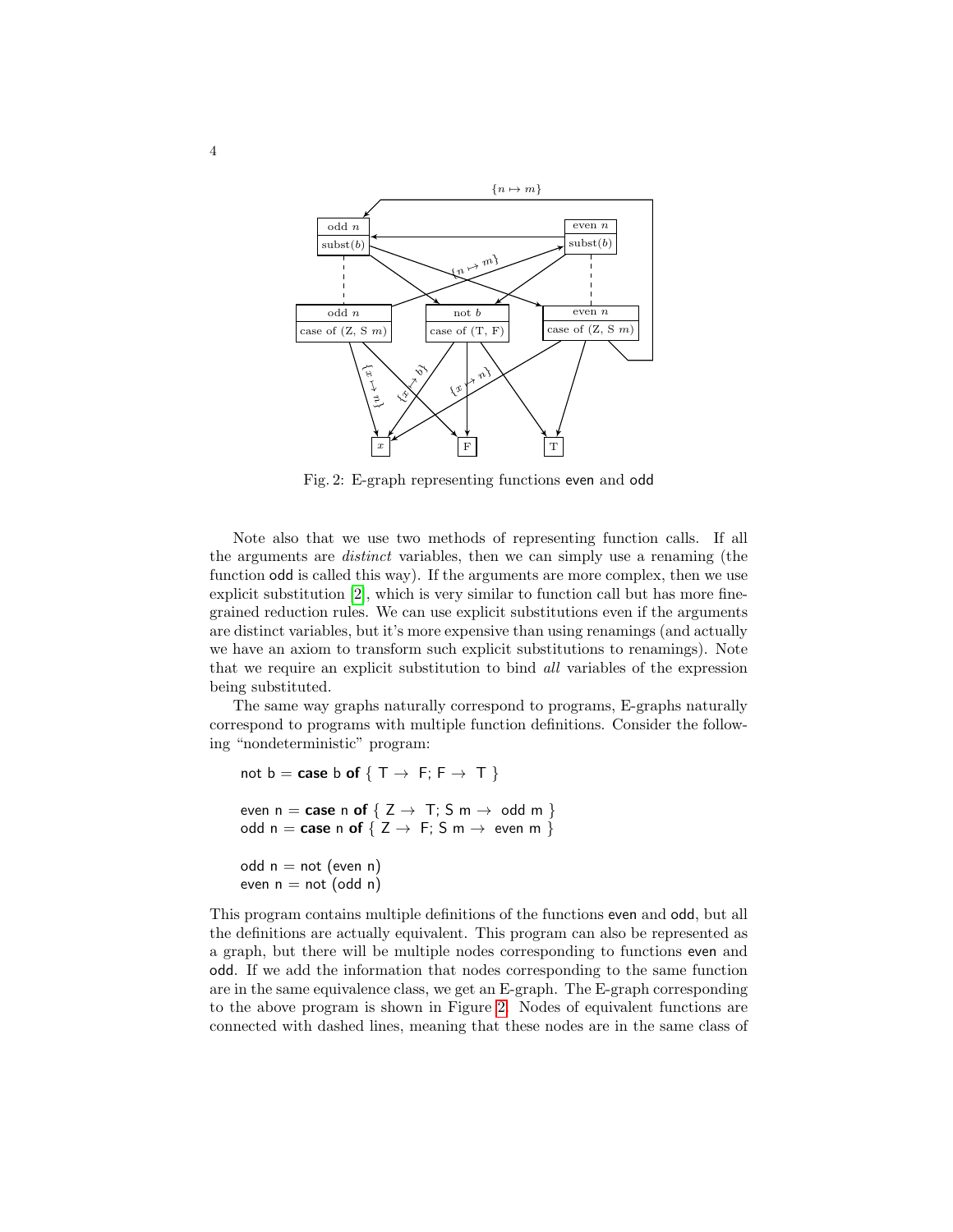Fig. 2: E-graph representing functions even and odd

Note also that we use two methods of representing function calls. If all the arguments are *distinct* variables, then we can simply use a renaming (the function odd is called this way). If the arguments are more complex, then we use explicit substitution [2], which is very similar to function call but has more fine-grained reduction rules. We can use explicit substitutions even if the arguments are distinct variables, but it's more expensive than using renamings (and actually we have an axiom to transform such explicit substitutions to renamings). Note that we require an explicit substitution to bind *all* variables of the expression being substituted.

The same way graphs naturally correspond to programs, E-graphs naturally correspond to programs with multiple function definitions. Consider the following "nondeterministic" program:

```
not b = case b of { T → F; F → T }

even n = case n of { Z → T; S m → odd m }
odd n = case n of { Z → F; S m → even m }

odd n = not (even n)
even n = not (odd n)
```

This program contains multiple definitions of the functions even and odd, but all the definitions are actually equivalent. This program can also be represented as a graph, but there will be multiple nodes corresponding to functions even and odd. If we add the information that nodes corresponding to the same function are in the same equivalence class, we get an E-graph. The E-graph corresponding to the above program is shown in Figure 2. Nodes of equivalent functions are connected with dashed lines, meaning that these nodes are in the same class of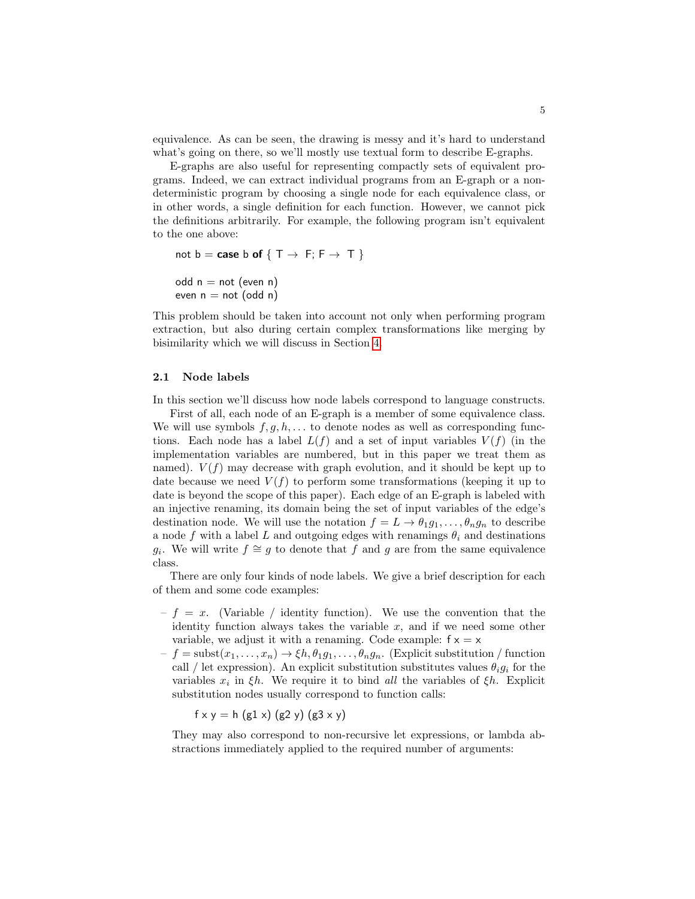equivalence. As can be seen, the drawing is messy and it's hard to understand what's going on there, so we'll mostly use textual form to describe E-graphs.

E-graphs are also useful for representing compactly sets of equivalent programs. Indeed, we can extract individual programs from an E-graph or a non-deterministic program by choosing a single node for each equivalence class, or in other words, a single definition for each function. However, we cannot pick the definitions arbitrarily. For example, the following program isn't equivalent to the one above:

```
not b = case b of { T → F; F → T }

odd n = not (even n)
even n = not (odd n)
```

This problem should be taken into account not only when performing program extraction, but also during certain complex transformations like merging by bisimilarity which we will discuss in Section 4.

### 2.1 Node labels

In this section we'll discuss how node labels correspond to language constructs.

First of all, each node of an E-graph is a member of some equivalence class. We will use symbols $f, g, h, \ldots$ to denote nodes as well as corresponding functions. Each node has a label $L(f)$ and a set of input variables $V(f)$ (in the implementation variables are numbered, but in this paper we treat them as named). $V(f)$ may decrease with graph evolution, and it should be kept up to date because we need $V(f)$ to perform some transformations (keeping it up to date is beyond the scope of this paper). Each edge of an E-graph is labeled with an injective renaming, its domain being the set of input variables of the edge's destination node. We will use the notation $f = L \to \theta_1 g_1, \ldots, \theta_n g_n$ to describe a node $f$ with a label $L$ and outgoing edges with renamings $\theta_i$ and destinations $g_i$. We will write $f \cong g$ to denote that $f$ and $g$ are from the same equivalence class.

There are only four kinds of node labels. We give a brief description for each of them and some code examples:

- $f = x$. (Variable / identity function). We use the convention that the identity function always takes the variable $x$, and if we need some other variable, we adjust it with a renaming. Code example: `f x = x`
- $f = \text{subst}(x_1, \ldots, x_n) \to \xi h, \theta_1 g_1, \ldots, \theta_n g_n$. (Explicit substitution / function call / let expression). An explicit substitution substitutes values $\theta_i g_i$ for the variables $x_i$ in $\xi h$. We require it to bind *all* the variables of $\xi h$. Explicit substitution nodes usually correspond to function calls:

  ```
  f x y = h (g1 x) (g2 y) (g3 x y)
  ```

  They may also correspond to non-recursive let expressions, or lambda abstractions immediately applied to the required number of arguments: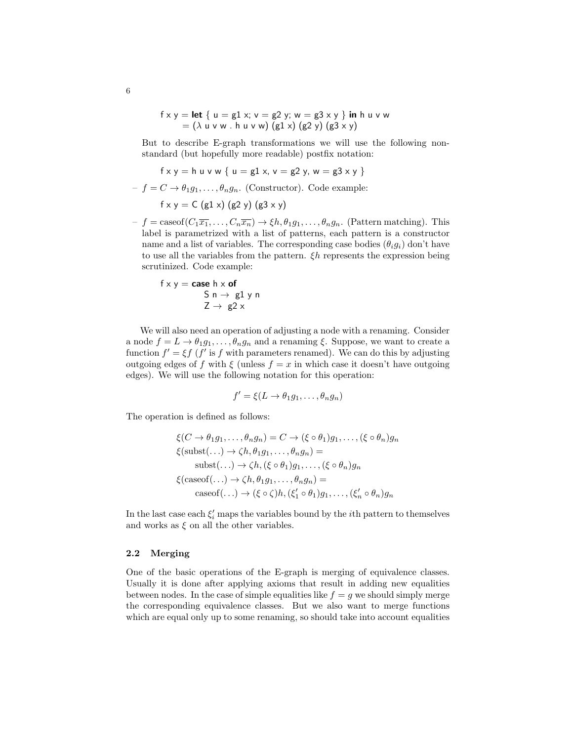```
f x y = let { u = g1 x; v = g2 y; w = g3 x y } in h u v w
      = (λ u v w . h u v w) (g1 x) (g2 y) (g3 x y)
```

But to describe E-graph transformations we will use the following non-standard (but hopefully more readable) postfix notation:

```
f x y = h u v w { u = g1 x, v = g2 y, w = g3 x y }
```

– $f = C \to \theta_1 g_1, \ldots, \theta_n g_n$. (Constructor). Code example:

```
f x y = C (g1 x) (g2 y) (g3 x y)
```

– $f = \text{caseof}(C_1\overline{x_1}, \ldots, C_n\overline{x_n}) \to \xi h, \theta_1 g_1, \ldots, \theta_n g_n$. (Pattern matching). This label is parametrized with a list of patterns, each pattern is a constructor name and a list of variables. The corresponding case bodies ($\theta_i g_i$) don't have to use all the variables from the pattern. $\xi h$ represents the expression being scrutinized. Code example:

```
f x y = case h x of
          S n → g1 y n
          Z → g2 x
```

We will also need an operation of adjusting a node with a renaming. Consider a node $f = L \to \theta_1 g_1, \ldots, \theta_n g_n$ and a renaming $\xi$. Suppose, we want to create a function $f' = \xi f$ ($f'$ is $f$ with parameters renamed). We can do this by adjusting outgoing edges of $f$ with $\xi$ (unless $f = x$ in which case it doesn't have outgoing edges). We will use the following notation for this operation:

$$f' = \xi(L \to \theta_1 g_1, \ldots, \theta_n g_n)$$

The operation is defined as follows:

$$
\begin{aligned}
&\xi(C \to \theta_1 g_1, \ldots, \theta_n g_n) = C \to (\xi \circ \theta_1) g_1, \ldots, (\xi \circ \theta_n) g_n \\
&\xi(\text{subst}(\ldots) \to \zeta h, \theta_1 g_1, \ldots, \theta_n g_n) = \\
&\qquad \text{subst}(\ldots) \to \zeta h, (\xi \circ \theta_1) g_1, \ldots, (\xi \circ \theta_n) g_n \\
&\xi(\text{caseof}(\ldots) \to \zeta h, \theta_1 g_1, \ldots, \theta_n g_n) = \\
&\qquad \text{caseof}(\ldots) \to (\xi \circ \zeta) h, (\xi'_1 \circ \theta_1) g_1, \ldots, (\xi'_n \circ \theta_n) g_n
\end{aligned}
$$

In the last case each $\xi'_i$ maps the variables bound by the $i$th pattern to themselves and works as $\xi$ on all the other variables.

### 2.2 Merging

One of the basic operations of the E-graph is merging of equivalence classes. Usually it is done after applying axioms that result in adding new equalities between nodes. In the case of simple equalities like $f = g$ we should simply merge the corresponding equivalence classes. But we also want to merge functions which are equal only up to some renaming, so should take into account equalities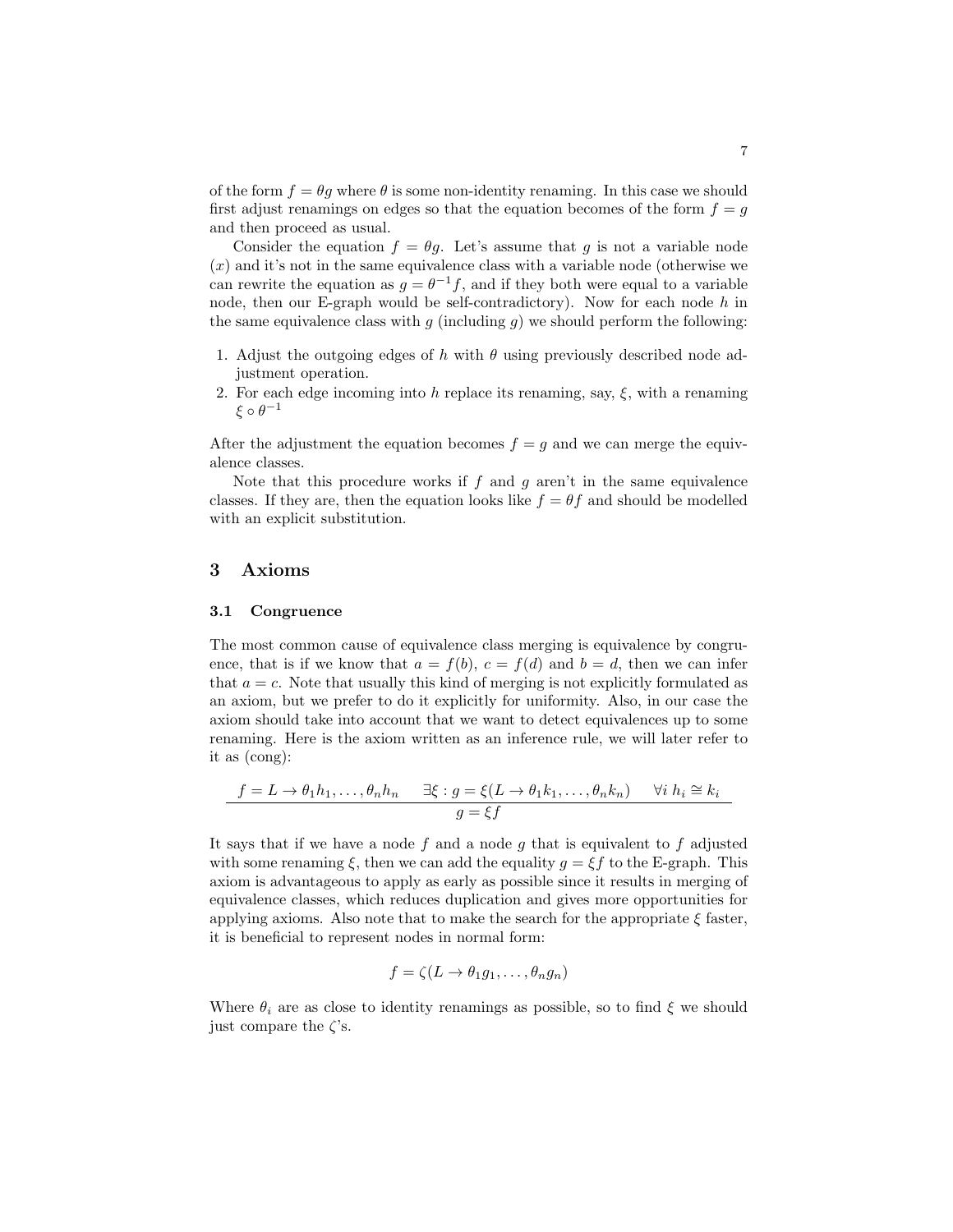of the form $f = \theta g$ where $\theta$ is some non-identity renaming. In this case we should first adjust renamings on edges so that the equation becomes of the form $f = g$ and then proceed as usual.

Consider the equation $f = \theta g$. Let's assume that $g$ is not a variable node ($x$) and it's not in the same equivalence class with a variable node (otherwise we can rewrite the equation as $g = \theta^{-1} f$, and if they both were equal to a variable node, then our E-graph would be self-contradictory). Now for each node $h$ in the same equivalence class with $g$ (including $g$) we should perform the following:

1. Adjust the outgoing edges of $h$ with $\theta$ using previously described node adjustment operation.
2. For each edge incoming into $h$ replace its renaming, say, $\xi$, with a renaming $\xi \circ \theta^{-1}$

After the adjustment the equation becomes $f = g$ and we can merge the equivalence classes.

Note that this procedure works if $f$ and $g$ aren't in the same equivalence classes. If they are, then the equation looks like $f = \theta f$ and should be modelled with an explicit substitution.

## 3 Axioms

### 3.1 Congruence

The most common cause of equivalence class merging is equivalence by congruence, that is if we know that $a = f(b)$, $c = f(d)$ and $b = d$, then we can infer that $a = c$. Note that usually this kind of merging is not explicitly formulated as an axiom, but we prefer to do it explicitly for uniformity. Also, in our case the axiom should take into account that we want to detect equivalences up to some renaming. Here is the axiom written as an inference rule, we will later refer to it as (cong):

$$\frac{f = L \to \theta_1 h_1, \dots, \theta_n h_n \qquad \exists \xi : g = \xi(L \to \theta_1 k_1, \dots, \theta_n k_n) \qquad \forall i \; h_i \cong k_i}{g = \xi f}$$

It says that if we have a node $f$ and a node $g$ that is equivalent to $f$ adjusted with some renaming $\xi$, then we can add the equality $g = \xi f$ to the E-graph. This axiom is advantageous to apply as early as possible since it results in merging of equivalence classes, which reduces duplication and gives more opportunities for applying axioms. Also note that to make the search for the appropriate $\xi$ faster, it is beneficial to represent nodes in normal form:

$$f = \zeta(L \to \theta_1 g_1, \dots, \theta_n g_n)$$

Where $\theta_i$ are as close to identity renamings as possible, so to find $\xi$ we should just compare the $\zeta$'s.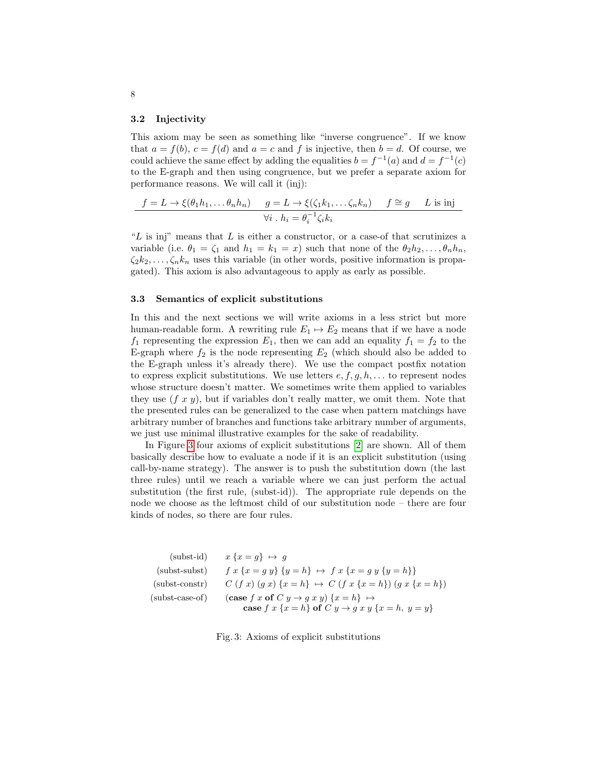### 3.2 Injectivity

This axiom may be seen as something like "inverse congruence". If we know that $a = f(b)$, $c = f(d)$ and $a = c$ and $f$ is injective, then $b = d$. Of course, we could achieve the same effect by adding the equalities $b = f^{-1}(a)$ and $d = f^{-1}(c)$ to the E-graph and then using congruence, but we prefer a separate axiom for performance reasons. We will call it (inj):

$$\frac{f = L \to \xi(\theta_1 h_1, \ldots \theta_n h_n) \qquad g = L \to \xi(\zeta_1 k_1, \ldots \zeta_n k_n) \qquad f \cong g \qquad L \text{ is inj}}{\forall i \; . \; h_i = \theta_i^{-1} \zeta_i k_i}$$

"$L$ is inj" means that $L$ is either a constructor, or a case-of that scrutinizes a variable (i.e. $\theta_1 = \zeta_1$ and $h_1 = k_1 = x$) such that none of the $\theta_2 h_2, \ldots, \theta_n h_n$, $\zeta_2 k_2, \ldots, \zeta_n k_n$ uses this variable (in other words, positive information is propagated). This axiom is also advantageous to apply as early as possible.

### 3.3 Semantics of explicit substitutions

In this and the next sections we will write axioms in a less strict but more human-readable form. A rewriting rule $E_1 \mapsto E_2$ means that if we have a node $f_1$ representing the expression $E_1$, then we can add an equality $f_1 = f_2$ to the E-graph where $f_2$ is the node representing $E_2$ (which should also be added to the E-graph unless it's already there). We use the compact postfix notation to express explicit substitutions. We use letters $e, f, g, h, \ldots$ to represent nodes whose structure doesn't matter. We sometimes write them applied to variables they use ($f\ x\ y$), but if variables don't really matter, we omit them. Note that the presented rules can be generalized to the case when pattern matchings have arbitrary number of branches and functions take arbitrary number of arguments, we just use minimal illustrative examples for the sake of readability.

In Figure 3 four axioms of explicit substitutions [2] are shown. All of them basically describe how to evaluate a node if it is an explicit substitution (using call-by-name strategy). The answer is to push the substitution down (the last three rules) until we reach a variable where we can just perform the actual substitution (the first rule, (subst-id)). The appropriate rule depends on the node we choose as the leftmost child of our substitution node – there are four kinds of nodes, so there are four rules.

$$\begin{array}{rl}
\text{(subst-id)} & x\ \{x = g\} \ \mapsto\ g \\
\text{(subst-subst)} & f\ x\ \{x = g\ y\}\ \{y = h\} \ \mapsto\ f\ x\ \{x = g\ y\ \{y = h\}\} \\
\text{(subst-constr)} & C\ (f\ x)\ (g\ x)\ \{x = h\} \ \mapsto\ C\ (f\ x\ \{x = h\})\ (g\ x\ \{x = h\}) \\
\text{(subst-case-of)} & (\textbf{case}\ f\ x\ \textbf{of}\ C\ y \to g\ x\ y)\ \{x = h\} \ \mapsto \\
& \qquad \textbf{case}\ f\ x\ \{x = h\}\ \textbf{of}\ C\ y \to g\ x\ y\ \{x = h,\ y = y\}
\end{array}$$

Fig. 3: Axioms of explicit substitutions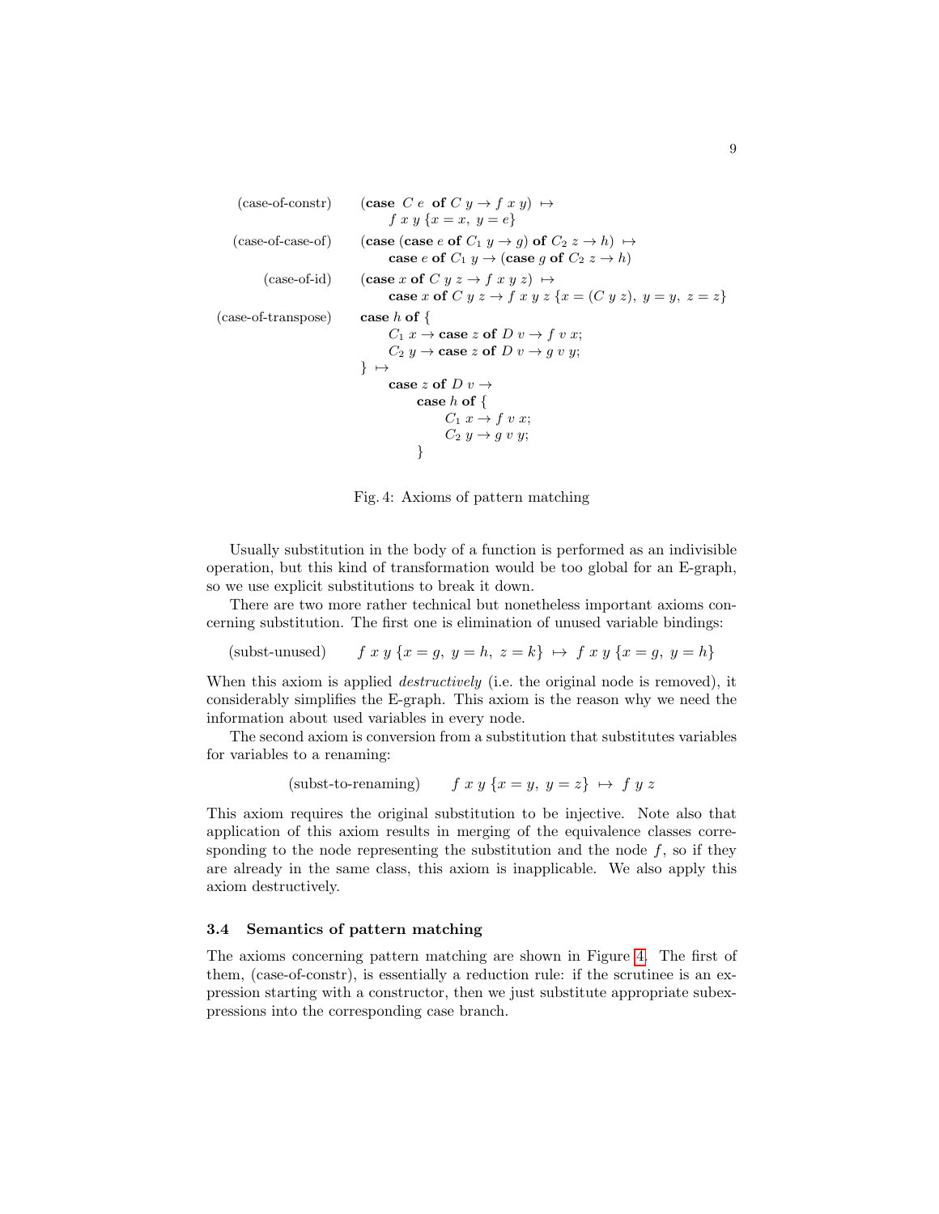(case-of-constr) $\quad (\textbf{case } C\ e \textbf{ of } C\ y \to f\ x\ y) \mapsto$
$\qquad f\ x\ y\ \{x = x,\ y = e\}$

(case-of-case-of) $\quad (\textbf{case } (\textbf{case } e \textbf{ of } C_1\ y \to g) \textbf{ of } C_2\ z \to h) \mapsto$
$\qquad \textbf{case } e \textbf{ of } C_1\ y \to (\textbf{case } g \textbf{ of } C_2\ z \to h)$

(case-of-id) $\quad (\textbf{case } x \textbf{ of } C\ y\ z \to f\ x\ y\ z) \mapsto$
$\qquad \textbf{case } x \textbf{ of } C\ y\ z \to f\ x\ y\ z\ \{x = (C\ y\ z),\ y = y,\ z = z\}$

(case-of-transpose)

$$
\begin{array}{l}
\textbf{case } h \textbf{ of } \{ \\
\quad C_1\ x \to \textbf{case } z \textbf{ of } D\ v \to f\ v\ x; \\
\quad C_2\ y \to \textbf{case } z \textbf{ of } D\ v \to g\ v\ y; \\
\} \mapsto \\
\quad \textbf{case } z \textbf{ of } D\ v \to \\
\quad\quad \textbf{case } h \textbf{ of } \{ \\
\quad\quad\quad C_1\ x \to f\ v\ x; \\
\quad\quad\quad C_2\ y \to g\ v\ y; \\
\quad\quad \}
\end{array}
$$

Fig. 4: Axioms of pattern matching

Usually substitution in the body of a function is performed as an indivisible operation, but this kind of transformation would be too global for an E-graph, so we use explicit substitutions to break it down.

There are two more rather technical but nonetheless important axioms concerning substitution. The first one is elimination of unused variable bindings:

$$\text{(subst-unused)} \qquad f\ x\ y\ \{x = g,\ y = h,\ z = k\} \mapsto f\ x\ y\ \{x = g,\ y = h\}$$

When this axiom is applied *destructively* (i.e. the original node is removed), it considerably simplifies the E-graph. This axiom is the reason why we need the information about used variables in every node.

The second axiom is conversion from a substitution that substitutes variables for variables to a renaming:

$$\text{(subst-to-renaming)} \qquad f\ x\ y\ \{x = y,\ y = z\} \mapsto f\ y\ z$$

This axiom requires the original substitution to be injective. Note also that application of this axiom results in merging of the equivalence classes corresponding to the node representing the substitution and the node $f$, so if they are already in the same class, this axiom is inapplicable. We also apply this axiom destructively.

### 3.4 Semantics of pattern matching

The axioms concerning pattern matching are shown in Figure 4. The first of them, (case-of-constr), is essentially a reduction rule: if the scrutinee is an expression starting with a constructor, then we just substitute appropriate subexpressions into the corresponding case branch.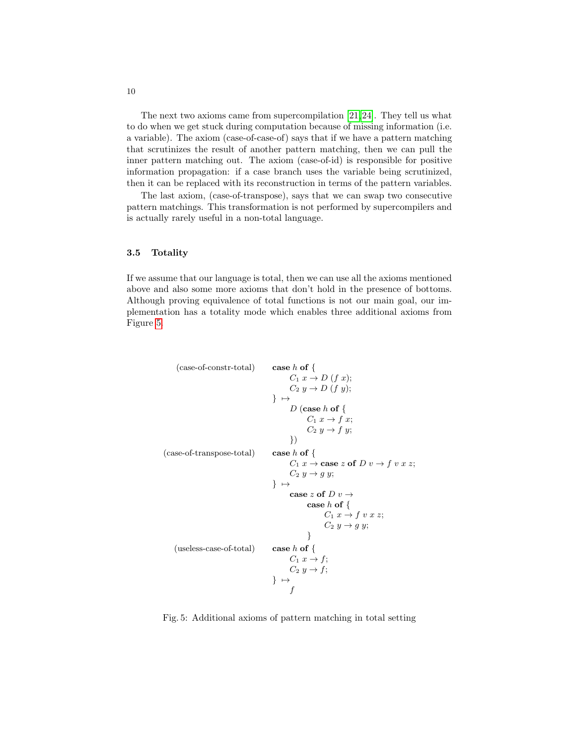The next two axioms came from supercompilation [21,24]. They tell us what to do when we get stuck during computation because of missing information (i.e. a variable). The axiom (case-of-case-of) says that if we have a pattern matching that scrutinizes the result of another pattern matching, then we can pull the inner pattern matching out. The axiom (case-of-id) is responsible for positive information propagation: if a case branch uses the variable being scrutinized, then it can be replaced with its reconstruction in terms of the pattern variables.

The last axiom, (case-of-transpose), says that we can swap two consecutive pattern matchings. This transformation is not performed by supercompilers and is actually rarely useful in a non-total language.

### 3.5 Totality

If we assume that our language is total, then we can use all the axioms mentioned above and also some more axioms that don't hold in the presence of bottoms. Although proving equivalence of total functions is not our main goal, our implementation has a totality mode which enables three additional axioms from Figure 5.

(case-of-constr-total)
$$
\begin{array}{l}
\textbf{case}\ h\ \textbf{of}\ \{\\
\quad C_1\ x \to D\ (f\ x);\\
\quad C_2\ y \to D\ (f\ y);\\
\}\ \mapsto\\
\quad D\ (\textbf{case}\ h\ \textbf{of}\ \{\\
\quad\quad C_1\ x \to f\ x;\\
\quad\quad C_2\ y \to f\ y;\\
\quad \})
\end{array}
$$

(case-of-transpose-total)
$$
\begin{array}{l}
\textbf{case}\ h\ \textbf{of}\ \{\\
\quad C_1\ x \to \textbf{case}\ z\ \textbf{of}\ D\ v \to f\ v\ x\ z;\\
\quad C_2\ y \to g\ y;\\
\}\ \mapsto\\
\quad \textbf{case}\ z\ \textbf{of}\ D\ v \to\\
\quad\quad \textbf{case}\ h\ \textbf{of}\ \{\\
\quad\quad\quad C_1\ x \to f\ v\ x\ z;\\
\quad\quad\quad C_2\ y \to g\ y;\\
\quad\quad \}
\end{array}
$$

(useless-case-of-total)
$$
\begin{array}{l}
\textbf{case}\ h\ \textbf{of}\ \{\\
\quad C_1\ x \to f;\\
\quad C_2\ y \to f;\\
\}\ \mapsto\\
\quad f
\end{array}
$$

Fig. 5: Additional axioms of pattern matching in total setting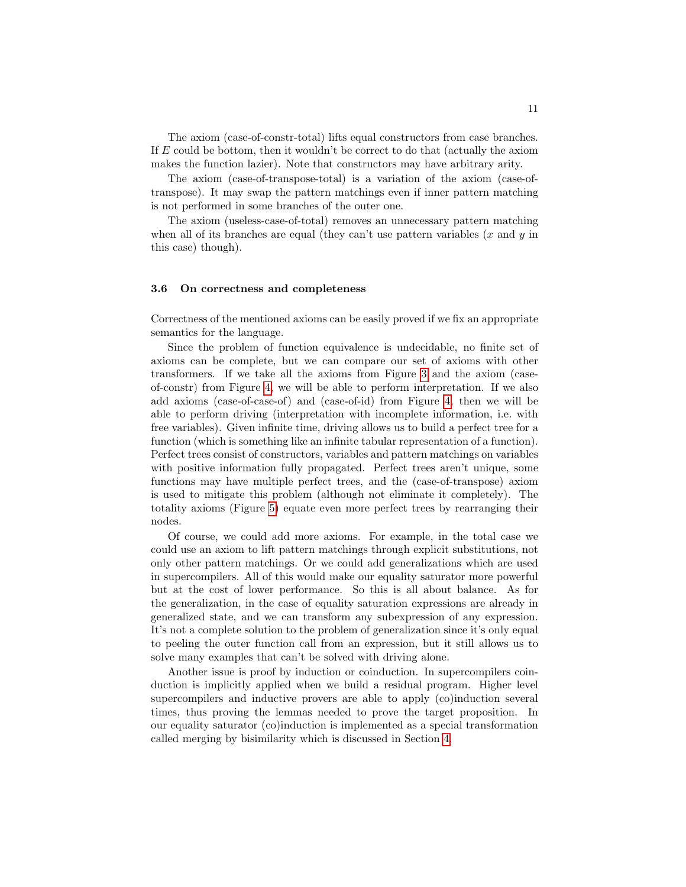The axiom (case-of-constr-total) lifts equal constructors from case branches. If $E$ could be bottom, then it wouldn't be correct to do that (actually the axiom makes the function lazier). Note that constructors may have arbitrary arity.

The axiom (case-of-transpose-total) is a variation of the axiom (case-of-transpose). It may swap the pattern matchings even if inner pattern matching is not performed in some branches of the outer one.

The axiom (useless-case-of-total) removes an unnecessary pattern matching when all of its branches are equal (they can't use pattern variables ($x$ and $y$ in this case) though).

### 3.6 On correctness and completeness

Correctness of the mentioned axioms can be easily proved if we fix an appropriate semantics for the language.

Since the problem of function equivalence is undecidable, no finite set of axioms can be complete, but we can compare our set of axioms with other transformers. If we take all the axioms from Figure 3 and the axiom (case-of-constr) from Figure 4, we will be able to perform interpretation. If we also add axioms (case-of-case-of) and (case-of-id) from Figure 4, then we will be able to perform driving (interpretation with incomplete information, i.e. with free variables). Given infinite time, driving allows us to build a perfect tree for a function (which is something like an infinite tabular representation of a function). Perfect trees consist of constructors, variables and pattern matchings on variables with positive information fully propagated. Perfect trees aren't unique, some functions may have multiple perfect trees, and the (case-of-transpose) axiom is used to mitigate this problem (although not eliminate it completely). The totality axioms (Figure 5) equate even more perfect trees by rearranging their nodes.

Of course, we could add more axioms. For example, in the total case we could use an axiom to lift pattern matchings through explicit substitutions, not only other pattern matchings. Or we could add generalizations which are used in supercompilers. All of this would make our equality saturator more powerful but at the cost of lower performance. So this is all about balance. As for the generalization, in the case of equality saturation expressions are already in generalized state, and we can transform any subexpression of any expression. It's not a complete solution to the problem of generalization since it's only equal to peeling the outer function call from an expression, but it still allows us to solve many examples that can't be solved with driving alone.

Another issue is proof by induction or coinduction. In supercompilers coinduction is implicitly applied when we build a residual program. Higher level supercompilers and inductive provers are able to apply (co)induction several times, thus proving the lemmas needed to prove the target proposition. In our equality saturator (co)induction is implemented as a special transformation called merging by bisimilarity which is discussed in Section 4.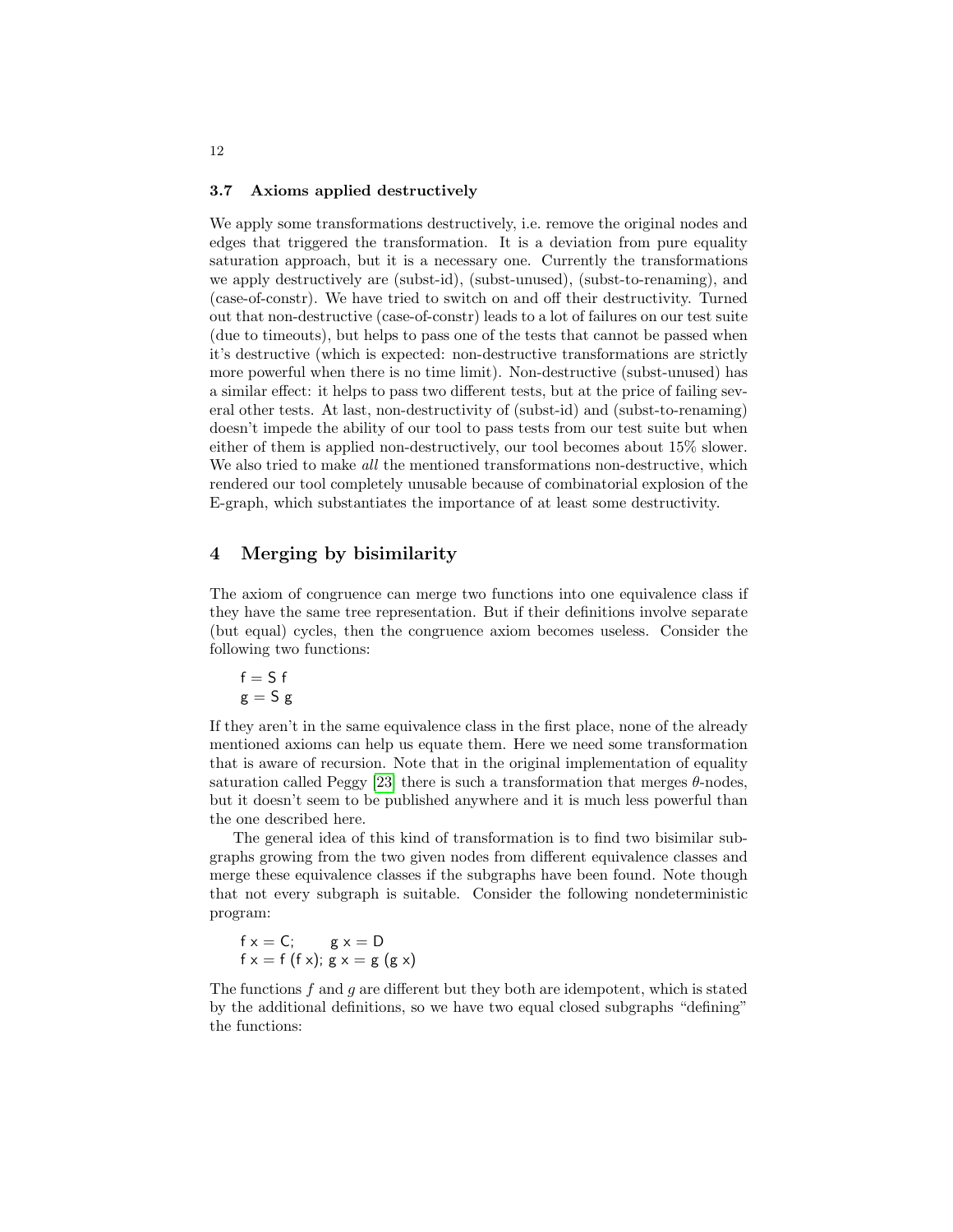### 3.7 Axioms applied destructively

We apply some transformations destructively, i.e. remove the original nodes and edges that triggered the transformation. It is a deviation from pure equality saturation approach, but it is a necessary one. Currently the transformations we apply destructively are (subst-id), (subst-unused), (subst-to-renaming), and (case-of-constr). We have tried to switch on and off their destructivity. Turned out that non-destructive (case-of-constr) leads to a lot of failures on our test suite (due to timeouts), but helps to pass one of the tests that cannot be passed when it's destructive (which is expected: non-destructive transformations are strictly more powerful when there is no time limit). Non-destructive (subst-unused) has a similar effect: it helps to pass two different tests, but at the price of failing several other tests. At last, non-destructivity of (subst-id) and (subst-to-renaming) doesn't impede the ability of our tool to pass tests from our test suite but when either of them is applied non-destructively, our tool becomes about 15% slower. We also tried to make *all* the mentioned transformations non-destructive, which rendered our tool completely unusable because of combinatorial explosion of the E-graph, which substantiates the importance of at least some destructivity.

## 4 Merging by bisimilarity

The axiom of congruence can merge two functions into one equivalence class if they have the same tree representation. But if their definitions involve separate (but equal) cycles, then the congruence axiom becomes useless. Consider the following two functions:

```
f = S f
g = S g
```

If they aren't in the same equivalence class in the first place, none of the already mentioned axioms can help us equate them. Here we need some transformation that is aware of recursion. Note that in the original implementation of equality saturation called Peggy [23] there is such a transformation that merges $\theta$-nodes, but it doesn't seem to be published anywhere and it is much less powerful than the one described here.

The general idea of this kind of transformation is to find two bisimilar subgraphs growing from the two given nodes from different equivalence classes and merge these equivalence classes if the subgraphs have been found. Note though that not every subgraph is suitable. Consider the following nondeterministic program:

```
f x = C;         g x = D
f x = f (f x);   g x = g (g x)
```

The functions $f$ and $g$ are different but they both are idempotent, which is stated by the additional definitions, so we have two equal closed subgraphs "defining" the functions: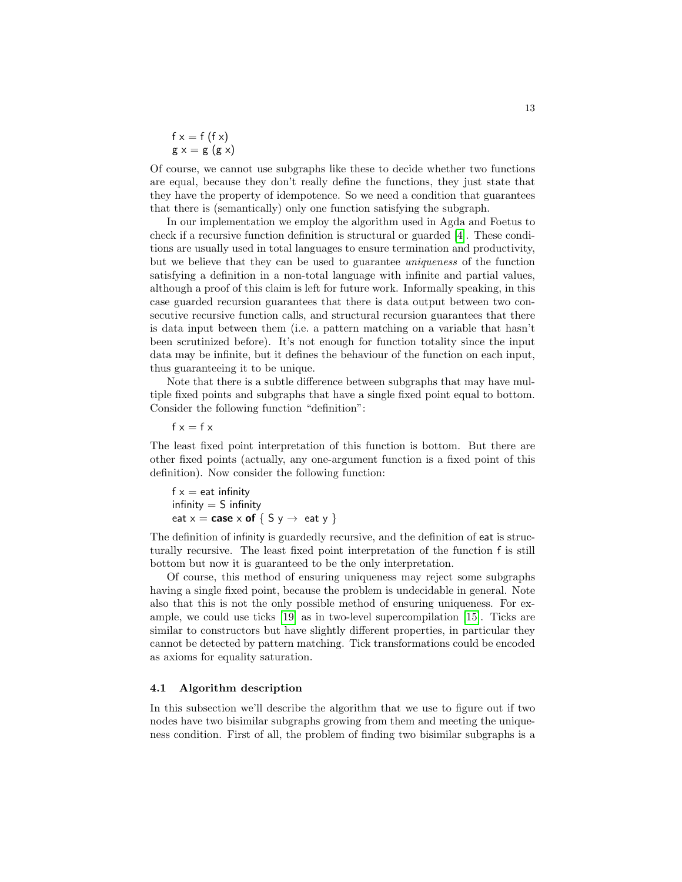```
f x = f (f x)
g x = g (g x)
```

Of course, we cannot use subgraphs like these to decide whether two functions are equal, because they don't really define the functions, they just state that they have the property of idempotence. So we need a condition that guarantees that there is (semantically) only one function satisfying the subgraph.

In our implementation we employ the algorithm used in Agda and Foetus to check if a recursive function definition is structural or guarded [4]. These conditions are usually used in total languages to ensure termination and productivity, but we believe that they can be used to guarantee *uniqueness* of the function satisfying a definition in a non-total language with infinite and partial values, although a proof of this claim is left for future work. Informally speaking, in this case guarded recursion guarantees that there is data output between two consecutive recursive function calls, and structural recursion guarantees that there is data input between them (i.e. a pattern matching on a variable that hasn't been scrutinized before). It's not enough for function totality since the input data may be infinite, but it defines the behaviour of the function on each input, thus guaranteeing it to be unique.

Note that there is a subtle difference between subgraphs that may have multiple fixed points and subgraphs that have a single fixed point equal to bottom. Consider the following function "definition":

```
f x = f x
```

The least fixed point interpretation of this function is bottom. But there are other fixed points (actually, any one-argument function is a fixed point of this definition). Now consider the following function:

```
f x = eat infinity
infinity = S infinity
eat x = case x of { S y → eat y }
```

The definition of infinity is guardedly recursive, and the definition of eat is structurally recursive. The least fixed point interpretation of the function f is still bottom but now it is guaranteed to be the only interpretation.

Of course, this method of ensuring uniqueness may reject some subgraphs having a single fixed point, because the problem is undecidable in general. Note also that this is not the only possible method of ensuring uniqueness. For example, we could use ticks [19] as in two-level supercompilation [15]. Ticks are similar to constructors but have slightly different properties, in particular they cannot be detected by pattern matching. Tick transformations could be encoded as axioms for equality saturation.

### 4.1 Algorithm description

In this subsection we'll describe the algorithm that we use to figure out if two nodes have two bisimilar subgraphs growing from them and meeting the uniqueness condition. First of all, the problem of finding two bisimilar subgraphs is a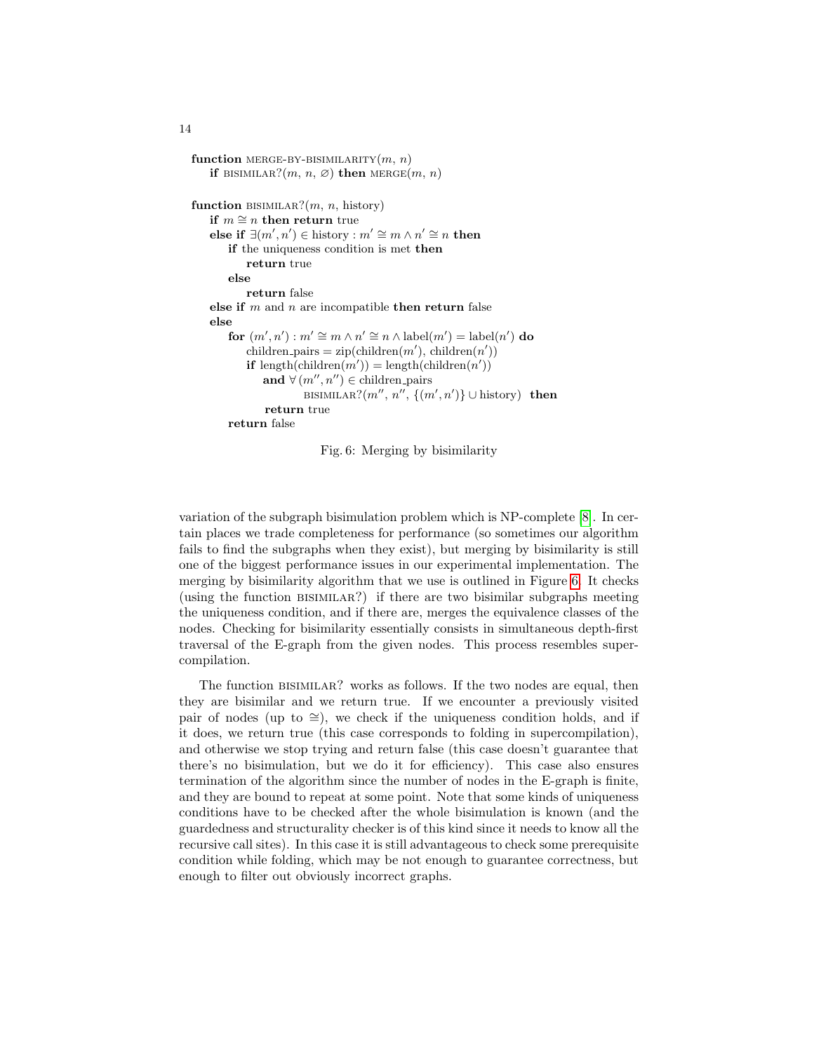```
function MERGE-BY-BISIMILARITY(m, n)
    if BISIMILAR?(m, n, ∅) then MERGE(m, n)

function BISIMILAR?(m, n, history)
    if m ≅ n then return true
    else if ∃(m′, n′) ∈ history : m′ ≅ m ∧ n′ ≅ n then
        if the uniqueness condition is met then
            return true
        else
            return false
    else if m and n are incompatible then return false
    else
        for (m′, n′) : m′ ≅ m ∧ n′ ≅ n ∧ label(m′) = label(n′) do
            children_pairs = zip(children(m′), children(n′))
            if length(children(m′)) = length(children(n′))
                and ∀ (m′′, n′′) ∈ children_pairs
                        BISIMILAR?(m′′, n′′, {(m′, n′)} ∪ history)  then
                return true
        return false
```

Fig. 6: Merging by bisimilarity

variation of the subgraph bisimulation problem which is NP-complete [8]. In certain places we trade completeness for performance (so sometimes our algorithm fails to find the subgraphs when they exist), but merging by bisimilarity is still one of the biggest performance issues in our experimental implementation. The merging by bisimilarity algorithm that we use is outlined in Figure 6. It checks (using the function BISIMILAR?) if there are two bisimilar subgraphs meeting the uniqueness condition, and if there are, merges the equivalence classes of the nodes. Checking for bisimilarity essentially consists in simultaneous depth-first traversal of the E-graph from the given nodes. This process resembles supercompilation.

The function BISIMILAR? works as follows. If the two nodes are equal, then they are bisimilar and we return true. If we encounter a previously visited pair of nodes (up to $\cong$), we check if the uniqueness condition holds, and if it does, we return true (this case corresponds to folding in supercompilation), and otherwise we stop trying and return false (this case doesn't guarantee that there's no bisimulation, but we do it for efficiency). This case also ensures termination of the algorithm since the number of nodes in the E-graph is finite, and they are bound to repeat at some point. Note that some kinds of uniqueness conditions have to be checked after the whole bisimulation is known (and the guardedness and structurality checker is of this kind since it needs to know all the recursive call sites). In this case it is still advantageous to check some prerequisite condition while folding, which may be not enough to guarantee correctness, but enough to filter out obviously incorrect graphs.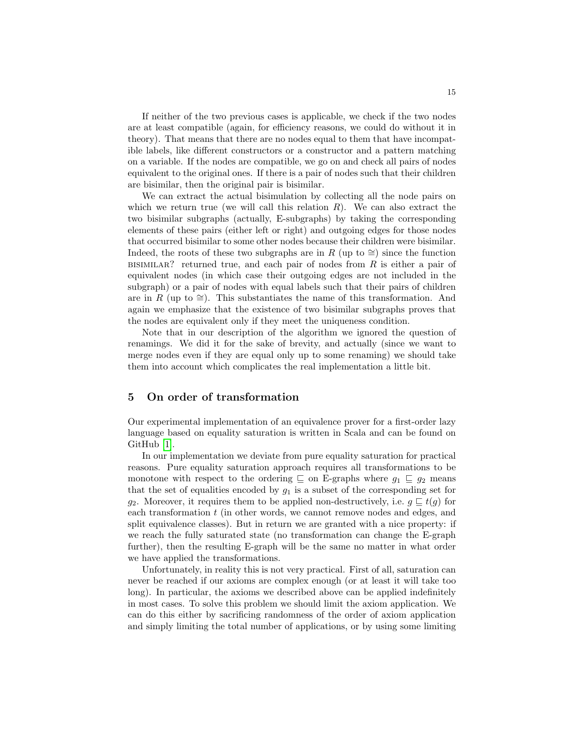If neither of the two previous cases is applicable, we check if the two nodes are at least compatible (again, for efficiency reasons, we could do without it in theory). That means that there are no nodes equal to them that have incompatible labels, like different constructors or a constructor and a pattern matching on a variable. If the nodes are compatible, we go on and check all pairs of nodes equivalent to the original ones. If there is a pair of nodes such that their children are bisimilar, then the original pair is bisimilar.

We can extract the actual bisimulation by collecting all the node pairs on which we return true (we will call this relation $R$). We can also extract the two bisimilar subgraphs (actually, E-subgraphs) by taking the corresponding elements of these pairs (either left or right) and outgoing edges for those nodes that occurred bisimilar to some other nodes because their children were bisimilar. Indeed, the roots of these two subgraphs are in $R$ (up to $\cong$) since the function BISIMILAR? returned true, and each pair of nodes from $R$ is either a pair of equivalent nodes (in which case their outgoing edges are not included in the subgraph) or a pair of nodes with equal labels such that their pairs of children are in $R$ (up to $\cong$). This substantiates the name of this transformation. And again we emphasize that the existence of two bisimilar subgraphs proves that the nodes are equivalent only if they meet the uniqueness condition.

Note that in our description of the algorithm we ignored the question of renamings. We did it for the sake of brevity, and actually (since we want to merge nodes even if they are equal only up to some renaming) we should take them into account which complicates the real implementation a little bit.

## 5 On order of transformation

Our experimental implementation of an equivalence prover for a first-order lazy language based on equality saturation is written in Scala and can be found on GitHub [1].

In our implementation we deviate from pure equality saturation for practical reasons. Pure equality saturation approach requires all transformations to be monotone with respect to the ordering $\sqsubseteq$ on E-graphs where $g_1 \sqsubseteq g_2$ means that the set of equalities encoded by $g_1$ is a subset of the corresponding set for $g_2$. Moreover, it requires them to be applied non-destructively, i.e. $g \sqsubseteq t(g)$ for each transformation $t$ (in other words, we cannot remove nodes and edges, and split equivalence classes). But in return we are granted with a nice property: if we reach the fully saturated state (no transformation can change the E-graph further), then the resulting E-graph will be the same no matter in what order we have applied the transformations.

Unfortunately, in reality this is not very practical. First of all, saturation can never be reached if our axioms are complex enough (or at least it will take too long). In particular, the axioms we described above can be applied indefinitely in most cases. To solve this problem we should limit the axiom application. We can do this either by sacrificing randomness of the order of axiom application and simply limiting the total number of applications, or by using some limiting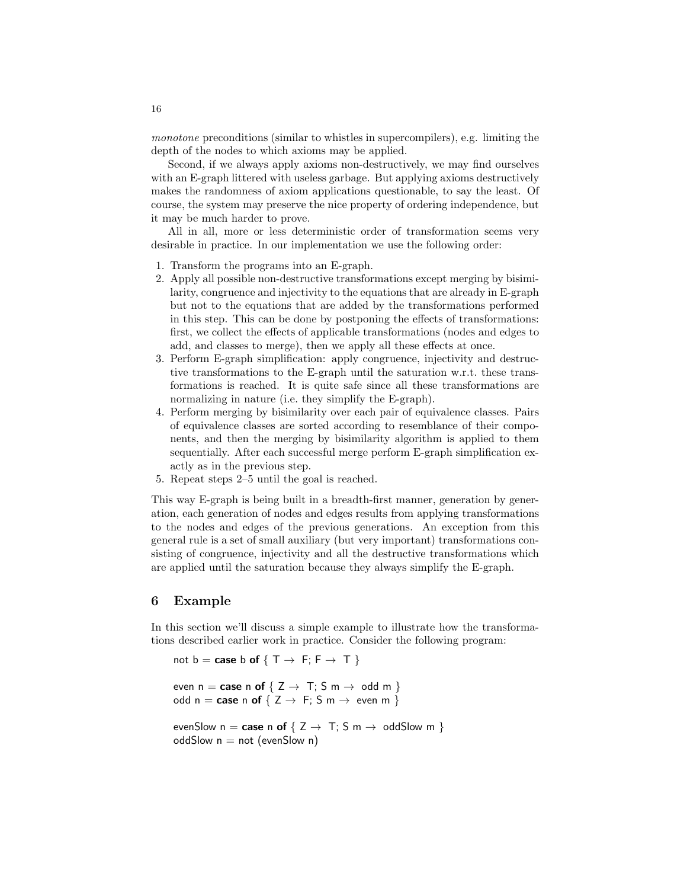*monotone* preconditions (similar to whistles in supercompilers), e.g. limiting the depth of the nodes to which axioms may be applied.

Second, if we always apply axioms non-destructively, we may find ourselves with an E-graph littered with useless garbage. But applying axioms destructively makes the randomness of axiom applications questionable, to say the least. Of course, the system may preserve the nice property of ordering independence, but it may be much harder to prove.

All in all, more or less deterministic order of transformation seems very desirable in practice. In our implementation we use the following order:

1. Transform the programs into an E-graph.
2. Apply all possible non-destructive transformations except merging by bisimilarity, congruence and injectivity to the equations that are already in E-graph but not to the equations that are added by the transformations performed in this step. This can be done by postponing the effects of transformations: first, we collect the effects of applicable transformations (nodes and edges to add, and classes to merge), then we apply all these effects at once.
3. Perform E-graph simplification: apply congruence, injectivity and destructive transformations to the E-graph until the saturation w.r.t. these transformations is reached. It is quite safe since all these transformations are normalizing in nature (i.e. they simplify the E-graph).
4. Perform merging by bisimilarity over each pair of equivalence classes. Pairs of equivalence classes are sorted according to resemblance of their components, and then the merging by bisimilarity algorithm is applied to them sequentially. After each successful merge perform E-graph simplification exactly as in the previous step.
5. Repeat steps 2–5 until the goal is reached.

This way E-graph is being built in a breadth-first manner, generation by generation, each generation of nodes and edges results from applying transformations to the nodes and edges of the previous generations. An exception from this general rule is a set of small auxiliary (but very important) transformations consisting of congruence, injectivity and all the destructive transformations which are applied until the saturation because they always simplify the E-graph.

## 6 Example

In this section we'll discuss a simple example to illustrate how the transformations described earlier work in practice. Consider the following program:

```
not b = case b of { T → F; F → T }

even n = case n of { Z → T; S m → odd m }
odd n = case n of { Z → F; S m → even m }

evenSlow n = case n of { Z → T; S m → oddSlow m }
oddSlow n = not (evenSlow n)
```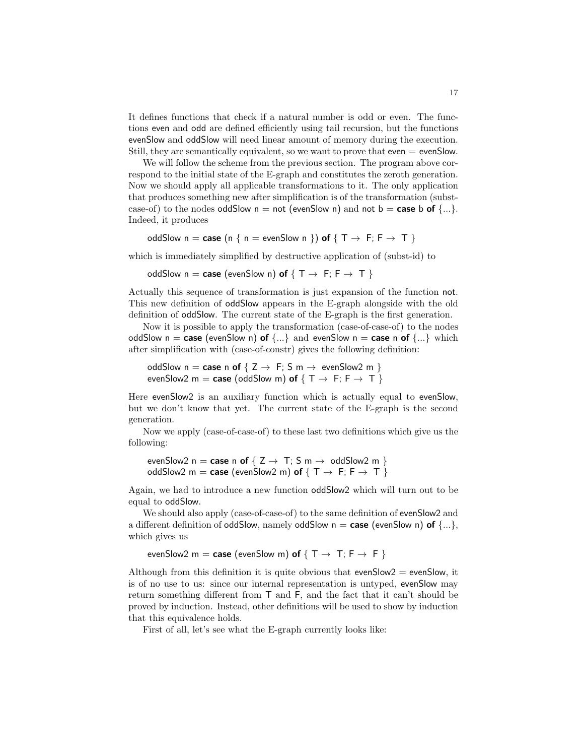It defines functions that check if a natural number is odd or even. The functions even and odd are defined efficiently using tail recursion, but the functions evenSlow and oddSlow will need linear amount of memory during the execution. Still, they are semantically equivalent, so we want to prove that even = evenSlow.

We will follow the scheme from the previous section. The program above correspond to the initial state of the E-graph and constitutes the zeroth generation. Now we should apply all applicable transformations to it. The only application that produces something new after simplification is of the transformation (subst-case-of) to the nodes oddSlow n = not (evenSlow n) and not b = **case** b **of** {...}. Indeed, it produces

```
oddSlow n = case (n { n = evenSlow n }) of { T → F; F → T }
```

which is immediately simplified by destructive application of (subst-id) to

```
oddSlow n = case (evenSlow n) of { T → F; F → T }
```

Actually this sequence of transformation is just expansion of the function not. This new definition of oddSlow appears in the E-graph alongside with the old definition of oddSlow. The current state of the E-graph is the first generation.

Now it is possible to apply the transformation (case-of-case-of) to the nodes oddSlow n = **case** (evenSlow n) **of** {...} and evenSlow n = **case** n **of** {...} which after simplification with (case-of-constr) gives the following definition:

```
oddSlow n = case n of { Z → F; S m → evenSlow2 m }
evenSlow2 m = case (oddSlow m) of { T → F; F → T }
```

Here evenSlow2 is an auxiliary function which is actually equal to evenSlow, but we don't know that yet. The current state of the E-graph is the second generation.

Now we apply (case-of-case-of) to these last two definitions which give us the following:

```
evenSlow2 n = case n of { Z → T; S m → oddSlow2 m }
oddSlow2 m = case (evenSlow2 m) of { T → F; F → T }
```

Again, we had to introduce a new function oddSlow2 which will turn out to be equal to oddSlow.

We should also apply (case-of-case-of) to the same definition of evenSlow2 and a different definition of oddSlow, namely oddSlow n = **case** (evenSlow n) **of** {...}, which gives us

```
evenSlow2 m = case (evenSlow m) of { T → T; F → F }
```

Although from this definition it is quite obvious that evenSlow2 = evenSlow, it is of no use to us: since our internal representation is untyped, evenSlow may return something different from T and F, and the fact that it can't should be proved by induction. Instead, other definitions will be used to show by induction that this equivalence holds.

First of all, let's see what the E-graph currently looks like: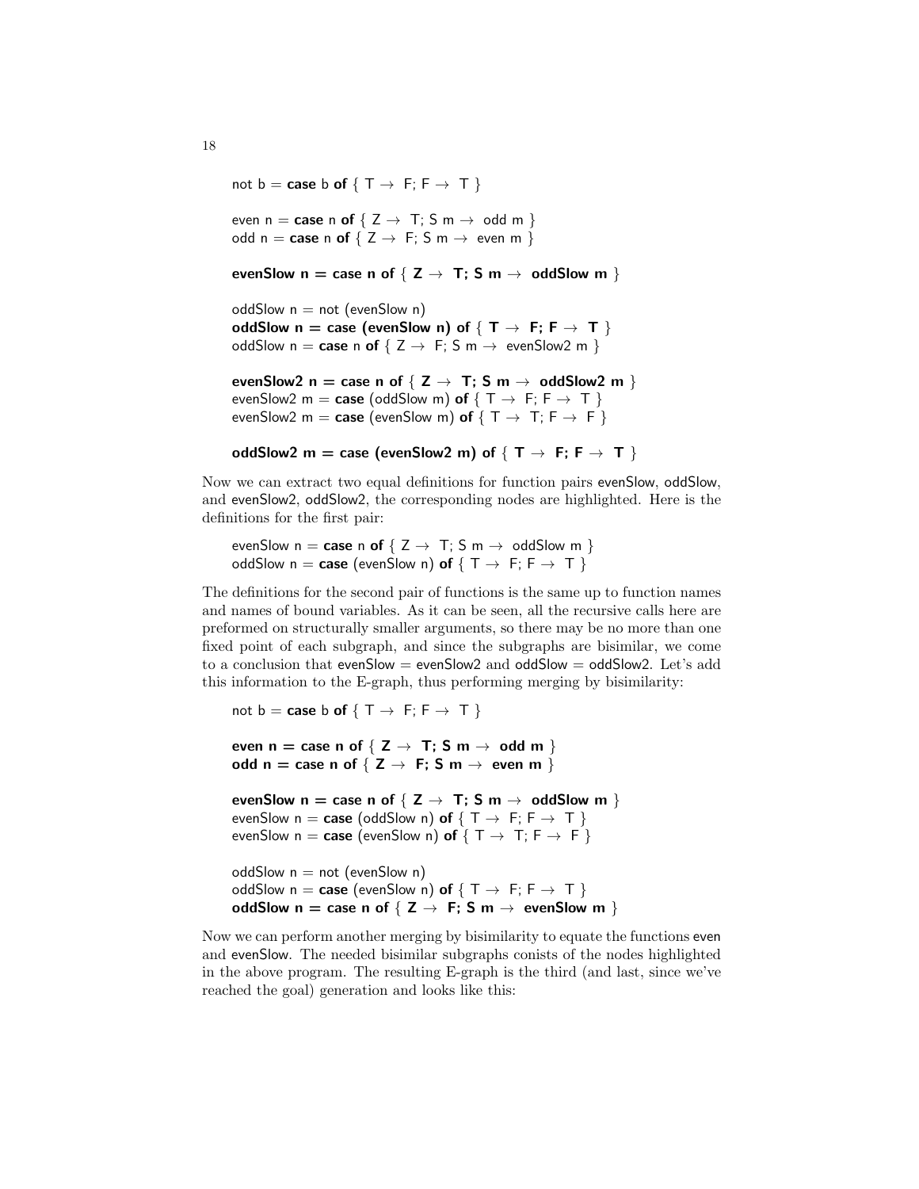```
not b = case b of { T → F; F → T }

even n = case n of { Z → T; S m → odd m }
odd n = case n of { Z → F; S m → even m }

evenSlow n = case n of { Z → T; S m → oddSlow m }

oddSlow n = not (evenSlow n)
oddSlow n = case (evenSlow n) of { T → F; F → T }
oddSlow n = case n of { Z → F; S m → evenSlow2 m }

evenSlow2 n = case n of { Z → T; S m → oddSlow2 m }
evenSlow2 m = case (oddSlow m) of { T → F; F → T }
evenSlow2 m = case (evenSlow m) of { T → T; F → F }

oddSlow2 m = case (evenSlow2 m) of { T → F; F → T }
```

Now we can extract two equal definitions for function pairs evenSlow, oddSlow, and evenSlow2, oddSlow2, the corresponding nodes are highlighted. Here is the definitions for the first pair:

```
evenSlow n = case n of { Z → T; S m → oddSlow m }
oddSlow n = case (evenSlow n) of { T → F; F → T }
```

The definitions for the second pair of functions is the same up to function names and names of bound variables. As it can be seen, all the recursive calls here are preformed on structurally smaller arguments, so there may be no more than one fixed point of each subgraph, and since the subgraphs are bisimilar, we come to a conclusion that evenSlow = evenSlow2 and oddSlow = oddSlow2. Let's add this information to the E-graph, thus performing merging by bisimilarity:

```
not b = case b of { T → F; F → T }

even n = case n of { Z → T; S m → odd m }
odd n = case n of { Z → F; S m → even m }

evenSlow n = case n of { Z → T; S m → oddSlow m }
evenSlow n = case (oddSlow n) of { T → F; F → T }
evenSlow n = case (evenSlow n) of { T → T; F → F }

oddSlow n = not (evenSlow n)
oddSlow n = case (evenSlow n) of { T → F; F → T }
oddSlow n = case n of { Z → F; S m → evenSlow m }
```

Now we can perform another merging by bisimilarity to equate the functions even and evenSlow. The needed bisimilar subgraphs conists of the nodes highlighted in the above program. The resulting E-graph is the third (and last, since we've reached the goal) generation and looks like this: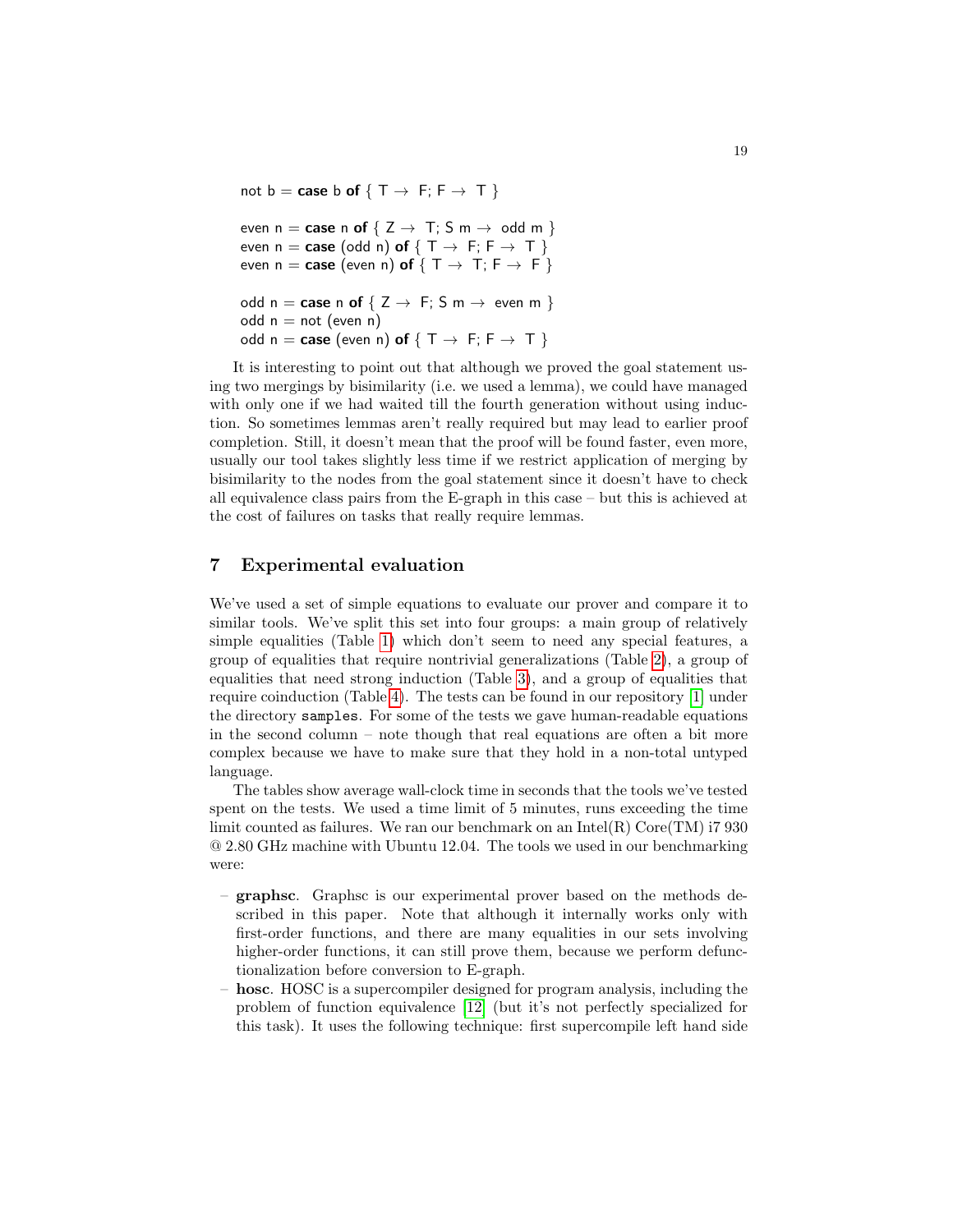```
not b = case b of { T → F; F → T }

even n = case n of { Z → T; S m → odd m }
even n = case (odd n) of { T → F; F → T }
even n = case (even n) of { T → T; F → F }

odd n = case n of { Z → F; S m → even m }
odd n = not (even n)
odd n = case (even n) of { T → F; F → T }
```

It is interesting to point out that although we proved the goal statement using two mergings by bisimilarity (i.e. we used a lemma), we could have managed with only one if we had waited till the fourth generation without using induction. So sometimes lemmas aren't really required but may lead to earlier proof completion. Still, it doesn't mean that the proof will be found faster, even more, usually our tool takes slightly less time if we restrict application of merging by bisimilarity to the nodes from the goal statement since it doesn't have to check all equivalence class pairs from the E-graph in this case – but this is achieved at the cost of failures on tasks that really require lemmas.

## 7 Experimental evaluation

We've used a set of simple equations to evaluate our prover and compare it to similar tools. We've split this set into four groups: a main group of relatively simple equalities (Table 1) which don't seem to need any special features, a group of equalities that require nontrivial generalizations (Table 2), a group of equalities that need strong induction (Table 3), and a group of equalities that require coinduction (Table 4). The tests can be found in our repository [1] under the directory `samples`. For some of the tests we gave human-readable equations in the second column – note though that real equations are often a bit more complex because we have to make sure that they hold in a non-total untyped language.

The tables show average wall-clock time in seconds that the tools we've tested spent on the tests. We used a time limit of 5 minutes, runs exceeding the time limit counted as failures. We ran our benchmark on an Intel(R) Core(TM) i7 930 @ 2.80 GHz machine with Ubuntu 12.04. The tools we used in our benchmarking were:

- **graphsc**. Graphsc is our experimental prover based on the methods described in this paper. Note that although it internally works only with first-order functions, and there are many equalities in our sets involving higher-order functions, it can still prove them, because we perform defunctionalization before conversion to E-graph.
- **hosc**. HOSC is a supercompiler designed for program analysis, including the problem of function equivalence [12] (but it's not perfectly specialized for this task). It uses the following technique: first supercompile left hand side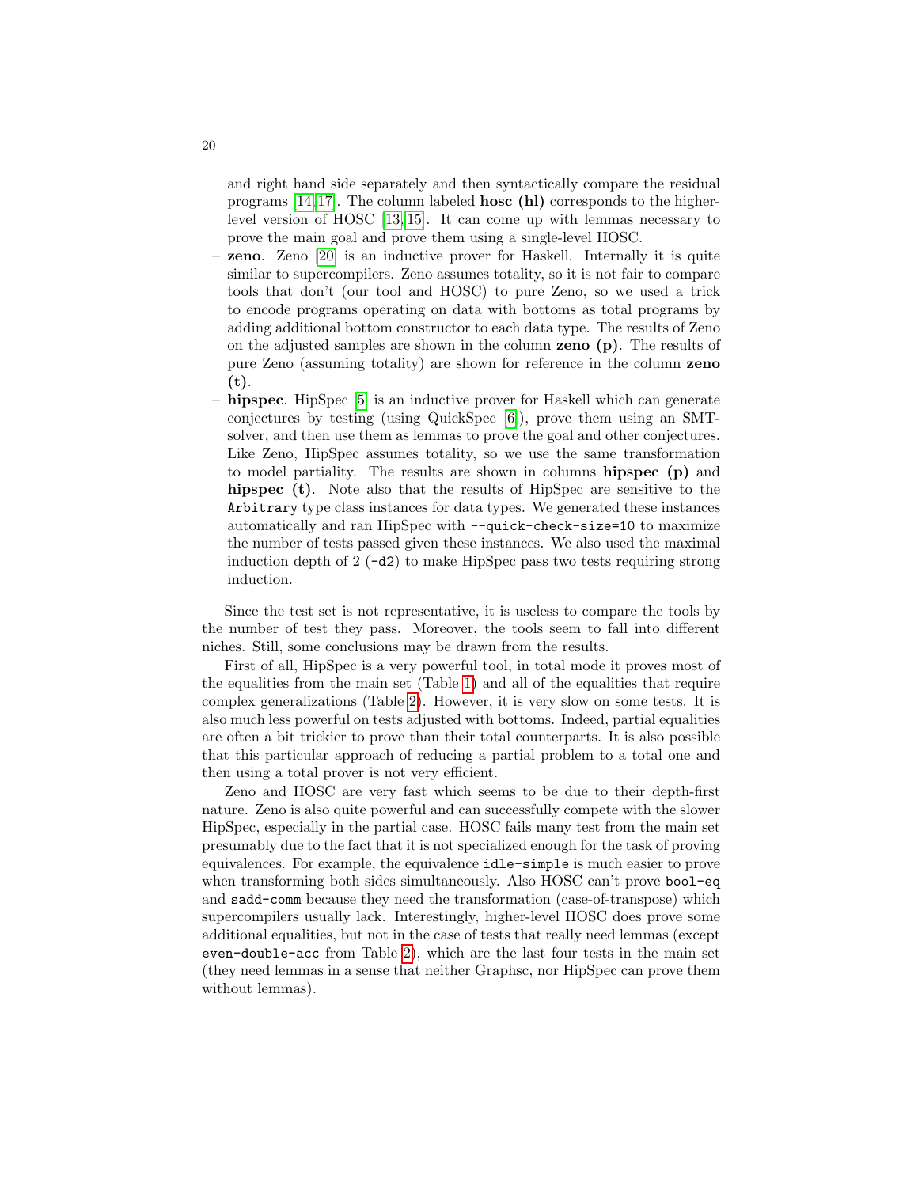and right hand side separately and then syntactically compare the residual programs [14,17]. The column labeled **hosc (hl)** corresponds to the higher-level version of HOSC [13,15]. It can come up with lemmas necessary to prove the main goal and prove them using a single-level HOSC.

- **zeno**. Zeno [20] is an inductive prover for Haskell. Internally it is quite similar to supercompilers. Zeno assumes totality, so it is not fair to compare tools that don't (our tool and HOSC) to pure Zeno, so we used a trick to encode programs operating on data with bottoms as total programs by adding additional bottom constructor to each data type. The results of Zeno on the adjusted samples are shown in the column **zeno (p)**. The results of pure Zeno (assuming totality) are shown for reference in the column **zeno (t)**.
- **hipspec**. HipSpec [5] is an inductive prover for Haskell which can generate conjectures by testing (using QuickSpec [6]), prove them using an SMT-solver, and then use them as lemmas to prove the goal and other conjectures. Like Zeno, HipSpec assumes totality, so we use the same transformation to model partiality. The results are shown in columns **hipspec (p)** and **hipspec (t)**. Note also that the results of HipSpec are sensitive to the `Arbitrary` type class instances for data types. We generated these instances automatically and ran HipSpec with `--quick-check-size=10` to maximize the number of tests passed given these instances. We also used the maximal induction depth of 2 (`-d2`) to make HipSpec pass two tests requiring strong induction.

Since the test set is not representative, it is useless to compare the tools by the number of test they pass. Moreover, the tools seem to fall into different niches. Still, some conclusions may be drawn from the results.

First of all, HipSpec is a very powerful tool, in total mode it proves most of the equalities from the main set (Table 1) and all of the equalities that require complex generalizations (Table 2). However, it is very slow on some tests. It is also much less powerful on tests adjusted with bottoms. Indeed, partial equalities are often a bit trickier to prove than their total counterparts. It is also possible that this particular approach of reducing a partial problem to a total one and then using a total prover is not very efficient.

Zeno and HOSC are very fast which seems to be due to their depth-first nature. Zeno is also quite powerful and can successfully compete with the slower HipSpec, especially in the partial case. HOSC fails many test from the main set presumably due to the fact that it is not specialized enough for the task of proving equivalences. For example, the equivalence `idle-simple` is much easier to prove when transforming both sides simultaneously. Also HOSC can't prove `bool-eq` and `sadd-comm` because they need the transformation (case-of-transpose) which supercompilers usually lack. Interestingly, higher-level HOSC does prove some additional equalities, but not in the case of tests that really need lemmas (except `even-double-acc` from Table 2), which are the last four tests in the main set (they need lemmas in a sense that neither Graphsc, nor HipSpec can prove them without lemmas).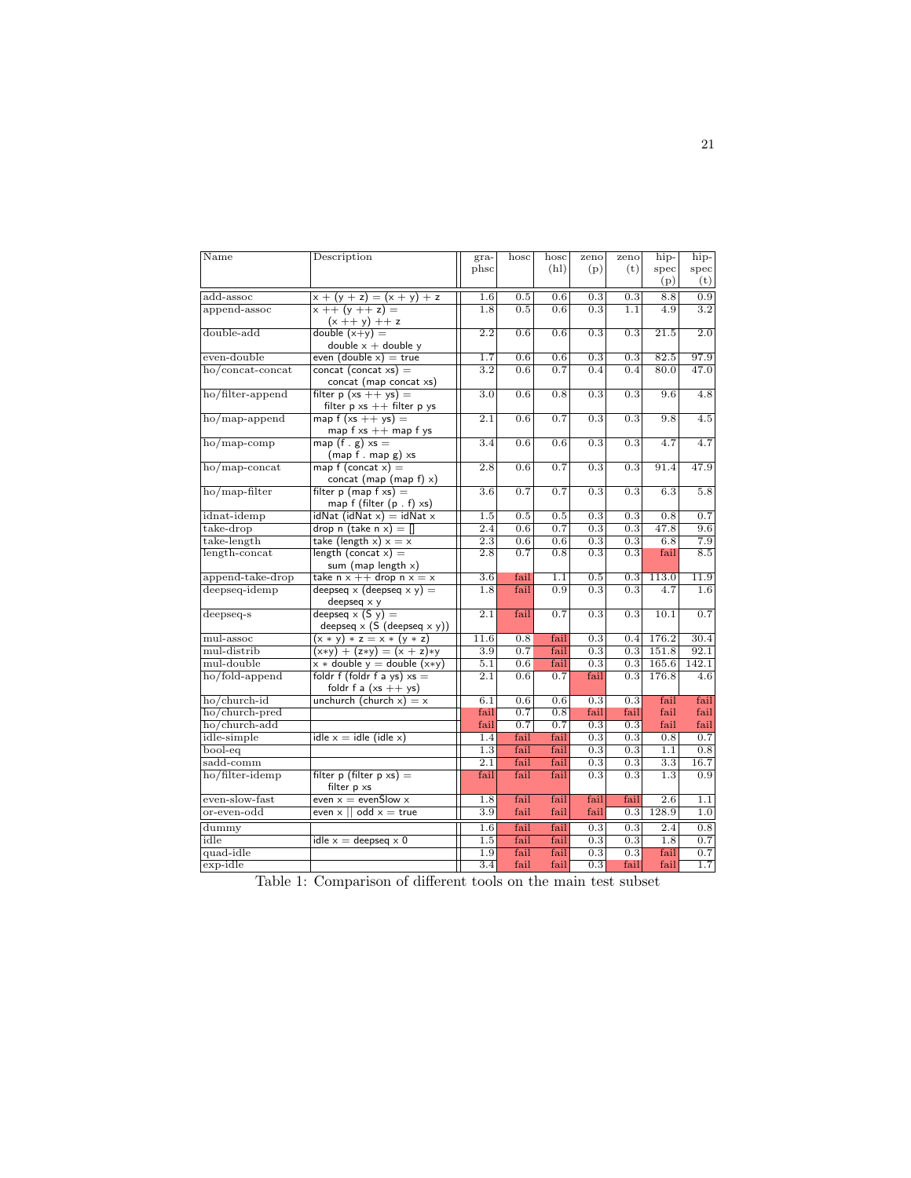| Name | Description | gra-phsc | hosc | hosc (hl) | zeno (p) | zeno (t) | hip-spec (p) | hip-spec (t) |
|---|---|---|---|---|---|---|---|---|
| add-assoc | x + (y + z) = (x + y) + z | 1.6 | 0.5 | 0.6 | 0.3 | 0.3 | 8.8 | 0.9 |
| append-assoc | x ++ (y ++ z) = (x ++ y) ++ z | 1.8 | 0.5 | 0.6 | 0.3 | 1.1 | 4.9 | 3.2 |
| double-add | double (x+y) = double x + double y | 2.2 | 0.6 | 0.6 | 0.3 | 0.3 | 21.5 | 2.0 |
| even-double | even (double x) = true | 1.7 | 0.6 | 0.6 | 0.3 | 0.3 | 82.5 | 97.9 |
| ho/concat-concat | concat (concat xs) = concat (map concat xs) | 3.2 | 0.6 | 0.7 | 0.4 | 0.4 | 80.0 | 47.0 |
| ho/filter-append | filter p (xs ++ ys) = filter p xs ++ filter p ys | 3.0 | 0.6 | 0.8 | 0.3 | 0.3 | 9.6 | 4.8 |
| ho/map-append | map f (xs ++ ys) = map f xs ++ map f ys | 2.1 | 0.6 | 0.7 | 0.3 | 0.3 | 9.8 | 4.5 |
| ho/map-comp | map (f . g) xs = (map f . map g) xs | 3.4 | 0.6 | 0.6 | 0.3 | 0.3 | 4.7 | 4.7 |
| ho/map-concat | map f (concat x) = concat (map (map f) x) | 2.8 | 0.6 | 0.7 | 0.3 | 0.3 | 91.4 | 47.9 |
| ho/map-filter | filter p (map f xs) = map f (filter (p . f) xs) | 3.6 | 0.7 | 0.7 | 0.3 | 0.3 | 6.3 | 5.8 |
| idnat-idemp | idNat (idNat x) = idNat x | 1.5 | 0.5 | 0.5 | 0.3 | 0.3 | 0.8 | 0.7 |
| take-drop | drop n (take n x) = [] | 2.4 | 0.6 | 0.7 | 0.3 | 0.3 | 47.8 | 9.6 |
| take-length | take (length x) x = x | 2.3 | 0.6 | 0.6 | 0.3 | 0.3 | 6.8 | 7.9 |
| length-concat | length (concat x) = sum (map length x) | 2.8 | 0.7 | 0.8 | 0.3 | 0.3 | fail | 8.5 |
| append-take-drop | take n x ++ drop n x = x | 3.6 | fail | 1.1 | 0.5 | 0.3 | 113.0 | 11.9 |
| deepseq-idemp | deepseq x (deepseq x y) = deepseq x y | 1.8 | fail | 0.9 | 0.3 | 0.3 | 4.7 | 1.6 |
| deepseq-s | deepseq x (S y) = deepseq x (S (deepseq x y)) | 2.1 | fail | 0.7 | 0.3 | 0.3 | 10.1 | 0.7 |
| mul-assoc | (x * y) * z = x * (y * z) | 11.6 | 0.8 | fail | 0.3 | 0.4 | 176.2 | 30.4 |
| mul-distrib | (x*y) + (z*y) = (x + z)*y | 3.9 | 0.7 | fail | 0.3 | 0.3 | 151.8 | 92.1 |
| mul-double | x * double y = double (x*y) | 5.1 | 0.6 | fail | 0.3 | 0.3 | 165.6 | 142.1 |
| ho/fold-append | foldr f (foldr f a ys) xs = foldr f a (xs ++ ys) | 2.1 | 0.6 | 0.7 | fail | 0.3 | 176.8 | 4.6 |
| ho/church-id | unchurch (church x) = x | 6.1 | 0.6 | 0.6 | 0.3 | 0.3 | fail | fail |
| ho/church-pred | | fail | 0.7 | 0.8 | fail | fail | fail | fail |
| ho/church-add | | fail | 0.7 | 0.7 | 0.3 | 0.3 | fail | fail |
| idle-simple | idle x = idle (idle x) | 1.4 | fail | fail | 0.3 | 0.3 | 0.8 | 0.7 |
| bool-eq | | 1.3 | fail | fail | 0.3 | 0.3 | 1.1 | 0.8 |
| sadd-comm | | 2.1 | fail | fail | 0.3 | 0.3 | 3.3 | 16.7 |
| ho/filter-idemp | filter p (filter p xs) = filter p xs | fail | fail | fail | 0.3 | 0.3 | 1.3 | 0.9 |
| even-slow-fast | even x = evenSlow x | 1.8 | fail | fail | fail | fail | 2.6 | 1.1 |
| or-even-odd | even x \|\| odd x = true | 3.9 | fail | fail | fail | 0.3 | 128.9 | 1.0 |
| dummy | | 1.6 | fail | fail | 0.3 | 0.3 | 2.4 | 0.8 |
| idle | idle x = deepseq x 0 | 1.5 | fail | fail | 0.3 | 0.3 | 1.8 | 0.7 |
| quad-idle | | 1.9 | fail | fail | 0.3 | 0.3 | fail | 0.7 |
| exp-idle | | 3.4 | fail | fail | 0.3 | fail | fail | 1.7 |

Table 1: Comparison of different tools on the main test subset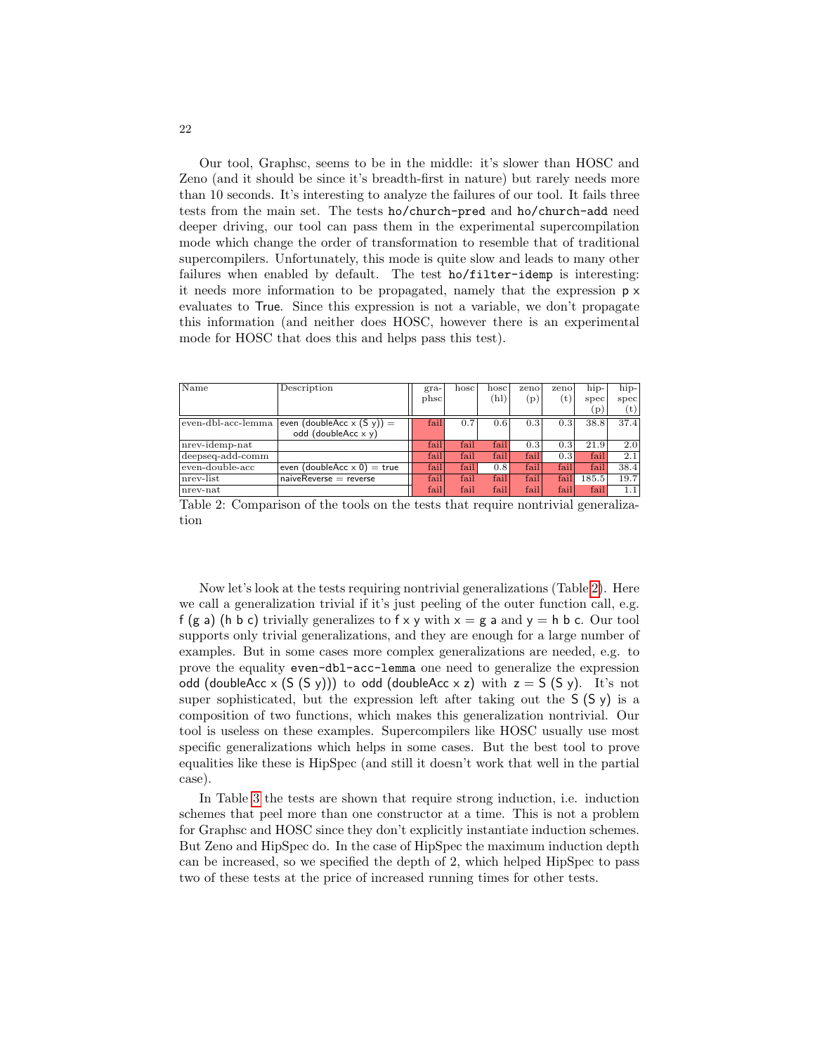Our tool, Graphsc, seems to be in the middle: it's slower than HOSC and Zeno (and it should be since it's breadth-first in nature) but rarely needs more than 10 seconds. It's interesting to analyze the failures of our tool. It fails three tests from the main set. The tests `ho/church-pred` and `ho/church-add` need deeper driving, our tool can pass them in the experimental supercompilation mode which change the order of transformation to resemble that of traditional supercompilers. Unfortunately, this mode is quite slow and leads to many other failures when enabled by default. The test `ho/filter-idemp` is interesting: it needs more information to be propagated, namely that the expression p x evaluates to True. Since this expression is not a variable, we don't propagate this information (and neither does HOSC, however there is an experimental mode for HOSC that does this and helps pass this test).

| Name | Description | graphsc | hosc | hosc (hl) | zeno (p) | zeno (t) | hipspec (p) | hipspec (t) |
|---|---|---|---|---|---|---|---|---|
| even-dbl-acc-lemma | even (doubleAcc x (S y)) = odd (doubleAcc x y) | fail | 0.7 | 0.6 | 0.3 | 0.3 | 38.8 | 37.4 |
| nrev-idemp-nat | | fail | fail | fail | 0.3 | 0.3 | 21.9 | 2.0 |
| deepseq-add-comm | | fail | fail | fail | fail | 0.3 | fail | 2.1 |
| even-double-acc | even (doubleAcc x 0) = true | fail | fail | 0.8 | fail | fail | fail | 38.4 |
| nrev-list | naiveReverse = reverse | fail | fail | fail | fail | fail | 185.5 | 19.7 |
| nrev-nat | | fail | fail | fail | fail | fail | fail | 1.1 |

Table 2: Comparison of the tools on the tests that require nontrivial generalization

Now let's look at the tests requiring nontrivial generalizations (Table 2). Here we call a generalization trivial if it's just peeling of the outer function call, e.g. f (g a) (h b c) trivially generalizes to f x y with x = g a and y = h b c. Our tool supports only trivial generalizations, and they are enough for a large number of examples. But in some cases more complex generalizations are needed, e.g. to prove the equality `even-dbl-acc-lemma` one need to generalize the expression odd (doubleAcc x (S (S y))) to odd (doubleAcc x z) with z = S (S y). It's not super sophisticated, but the expression left after taking out the S (S y) is a composition of two functions, which makes this generalization nontrivial. Our tool is useless on these examples. Supercompilers like HOSC usually use most specific generalizations which helps in some cases. But the best tool to prove equalities like these is HipSpec (and still it doesn't work that well in the partial case).

In Table 3 the tests are shown that require strong induction, i.e. induction schemes that peel more than one constructor at a time. This is not a problem for Graphsc and HOSC since they don't explicitly instantiate induction schemes. But Zeno and HipSpec do. In the case of HipSpec the maximum induction depth can be increased, so we specified the depth of 2, which helped HipSpec to pass two of these tests at the price of increased running times for other tests.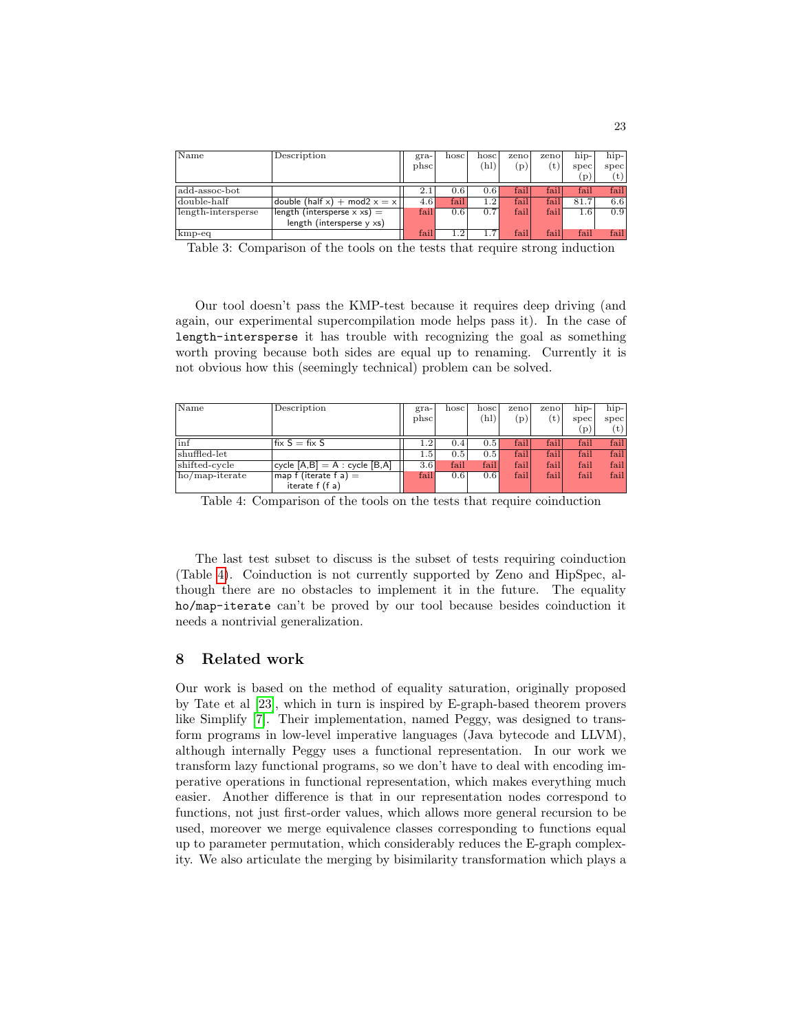| Name | Description | gra-phsc | hosc | hosc (hl) | zeno (p) | zeno (t) | hip-spec (p) | hip-spec (t) |
|---|---|---|---|---|---|---|---|---|
| add-assoc-bot | | 2.1 | 0.6 | 0.6 | fail | fail | fail | fail |
| double-half | double (half x) + mod2 x = x | 4.6 | fail | 1.2 | fail | fail | 81.7 | 6.6 |
| length-intersperse | length (intersperse x xs) = length (intersperse y xs) | fail | 0.6 | 0.7 | fail | fail | 1.6 | 0.9 |
| kmp-eq | | fail | 1.2 | 1.7 | fail | fail | fail | fail |

Table 3: Comparison of the tools on the tests that require strong induction

Our tool doesn't pass the KMP-test because it requires deep driving (and again, our experimental supercompilation mode helps pass it). In the case of `length-intersperse` it has trouble with recognizing the goal as something worth proving because both sides are equal up to renaming. Currently it is not obvious how this (seemingly technical) problem can be solved.

| Name | Description | gra-phsc | hosc | hosc (hl) | zeno (p) | zeno (t) | hip-spec (p) | hip-spec (t) |
|---|---|---|---|---|---|---|---|---|
| inf | fix S = fix S | 1.2 | 0.4 | 0.5 | fail | fail | fail | fail |
| shuffled-let | | 1.5 | 0.5 | 0.5 | fail | fail | fail | fail |
| shifted-cycle | cycle [A,B] = A : cycle [B,A] | 3.6 | fail | fail | fail | fail | fail | fail |
| ho/map-iterate | map f (iterate f a) = iterate f (f a) | fail | 0.6 | 0.6 | fail | fail | fail | fail |

Table 4: Comparison of the tools on the tests that require coinduction

The last test subset to discuss is the subset of tests requiring coinduction (Table 4). Coinduction is not currently supported by Zeno and HipSpec, although there are no obstacles to implement it in the future. The equality `ho/map-iterate` can't be proved by our tool because besides coinduction it needs a nontrivial generalization.

## 8 Related work

Our work is based on the method of equality saturation, originally proposed by Tate et al [23], which in turn is inspired by E-graph-based theorem provers like Simplify [7]. Their implementation, named Peggy, was designed to transform programs in low-level imperative languages (Java bytecode and LLVM), although internally Peggy uses a functional representation. In our work we transform lazy functional programs, so we don't have to deal with encoding imperative operations in functional representation, which makes everything much easier. Another difference is that in our representation nodes correspond to functions, not just first-order values, which allows more general recursion to be used, moreover we merge equivalence classes corresponding to functions equal up to parameter permutation, which considerably reduces the E-graph complexity. We also articulate the merging by bisimilarity transformation which plays a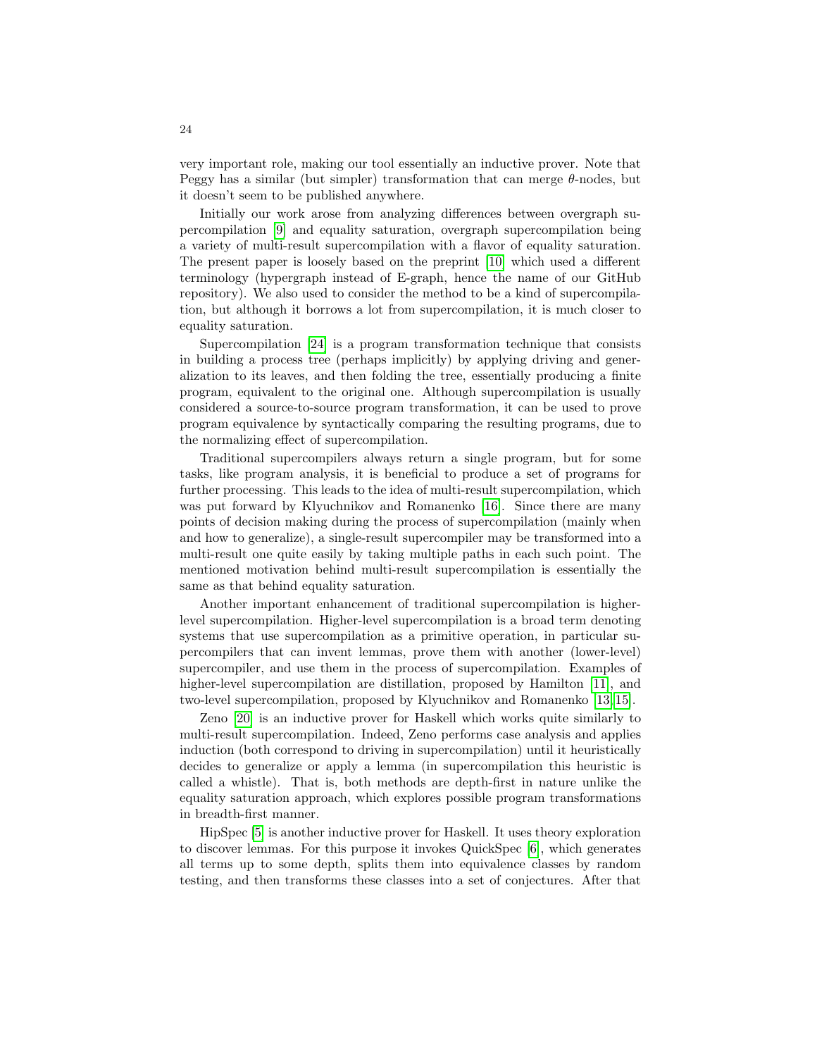very important role, making our tool essentially an inductive prover. Note that Peggy has a similar (but simpler) transformation that can merge $\theta$-nodes, but it doesn't seem to be published anywhere.

Initially our work arose from analyzing differences between overgraph supercompilation [9] and equality saturation, overgraph supercompilation being a variety of multi-result supercompilation with a flavor of equality saturation. The present paper is loosely based on the preprint [10] which used a different terminology (hypergraph instead of E-graph, hence the name of our GitHub repository). We also used to consider the method to be a kind of supercompilation, but although it borrows a lot from supercompilation, it is much closer to equality saturation.

Supercompilation [24] is a program transformation technique that consists in building a process tree (perhaps implicitly) by applying driving and generalization to its leaves, and then folding the tree, essentially producing a finite program, equivalent to the original one. Although supercompilation is usually considered a source-to-source program transformation, it can be used to prove program equivalence by syntactically comparing the resulting programs, due to the normalizing effect of supercompilation.

Traditional supercompilers always return a single program, but for some tasks, like program analysis, it is beneficial to produce a set of programs for further processing. This leads to the idea of multi-result supercompilation, which was put forward by Klyuchnikov and Romanenko [16]. Since there are many points of decision making during the process of supercompilation (mainly when and how to generalize), a single-result supercompiler may be transformed into a multi-result one quite easily by taking multiple paths in each such point. The mentioned motivation behind multi-result supercompilation is essentially the same as that behind equality saturation.

Another important enhancement of traditional supercompilation is higher-level supercompilation. Higher-level supercompilation is a broad term denoting systems that use supercompilation as a primitive operation, in particular supercompilers that can invent lemmas, prove them with another (lower-level) supercompiler, and use them in the process of supercompilation. Examples of higher-level supercompilation are distillation, proposed by Hamilton [11], and two-level supercompilation, proposed by Klyuchnikov and Romanenko [13,15].

Zeno [20] is an inductive prover for Haskell which works quite similarly to multi-result supercompilation. Indeed, Zeno performs case analysis and applies induction (both correspond to driving in supercompilation) until it heuristically decides to generalize or apply a lemma (in supercompilation this heuristic is called a whistle). That is, both methods are depth-first in nature unlike the equality saturation approach, which explores possible program transformations in breadth-first manner.

HipSpec [5] is another inductive prover for Haskell. It uses theory exploration to discover lemmas. For this purpose it invokes QuickSpec [6], which generates all terms up to some depth, splits them into equivalence classes by random testing, and then transforms these classes into a set of conjectures. After that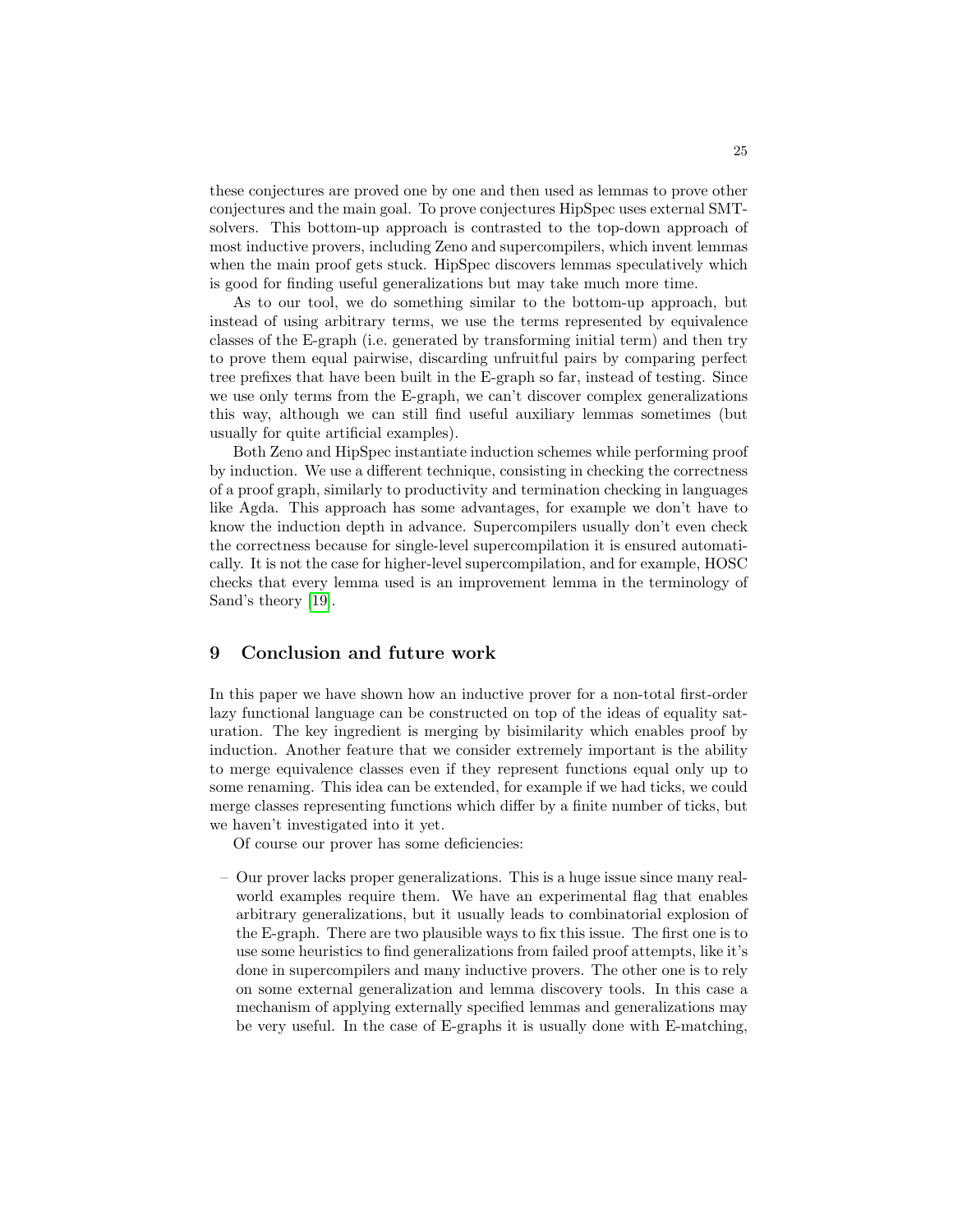these conjectures are proved one by one and then used as lemmas to prove other conjectures and the main goal. To prove conjectures HipSpec uses external SMT-solvers. This bottom-up approach is contrasted to the top-down approach of most inductive provers, including Zeno and supercompilers, which invent lemmas when the main proof gets stuck. HipSpec discovers lemmas speculatively which is good for finding useful generalizations but may take much more time.

As to our tool, we do something similar to the bottom-up approach, but instead of using arbitrary terms, we use the terms represented by equivalence classes of the E-graph (i.e. generated by transforming initial term) and then try to prove them equal pairwise, discarding unfruitful pairs by comparing perfect tree prefixes that have been built in the E-graph so far, instead of testing. Since we use only terms from the E-graph, we can't discover complex generalizations this way, although we can still find useful auxiliary lemmas sometimes (but usually for quite artificial examples).

Both Zeno and HipSpec instantiate induction schemes while performing proof by induction. We use a different technique, consisting in checking the correctness of a proof graph, similarly to productivity and termination checking in languages like Agda. This approach has some advantages, for example we don't have to know the induction depth in advance. Supercompilers usually don't even check the correctness because for single-level supercompilation it is ensured automatically. It is not the case for higher-level supercompilation, and for example, HOSC checks that every lemma used is an improvement lemma in the terminology of Sand's theory [19].

## 9 Conclusion and future work

In this paper we have shown how an inductive prover for a non-total first-order lazy functional language can be constructed on top of the ideas of equality saturation. The key ingredient is merging by bisimilarity which enables proof by induction. Another feature that we consider extremely important is the ability to merge equivalence classes even if they represent functions equal only up to some renaming. This idea can be extended, for example if we had ticks, we could merge classes representing functions which differ by a finite number of ticks, but we haven't investigated into it yet.

Of course our prover has some deficiencies:

– Our prover lacks proper generalizations. This is a huge issue since many real-world examples require them. We have an experimental flag that enables arbitrary generalizations, but it usually leads to combinatorial explosion of the E-graph. There are two plausible ways to fix this issue. The first one is to use some heuristics to find generalizations from failed proof attempts, like it's done in supercompilers and many inductive provers. The other one is to rely on some external generalization and lemma discovery tools. In this case a mechanism of applying externally specified lemmas and generalizations may be very useful. In the case of E-graphs it is usually done with E-matching,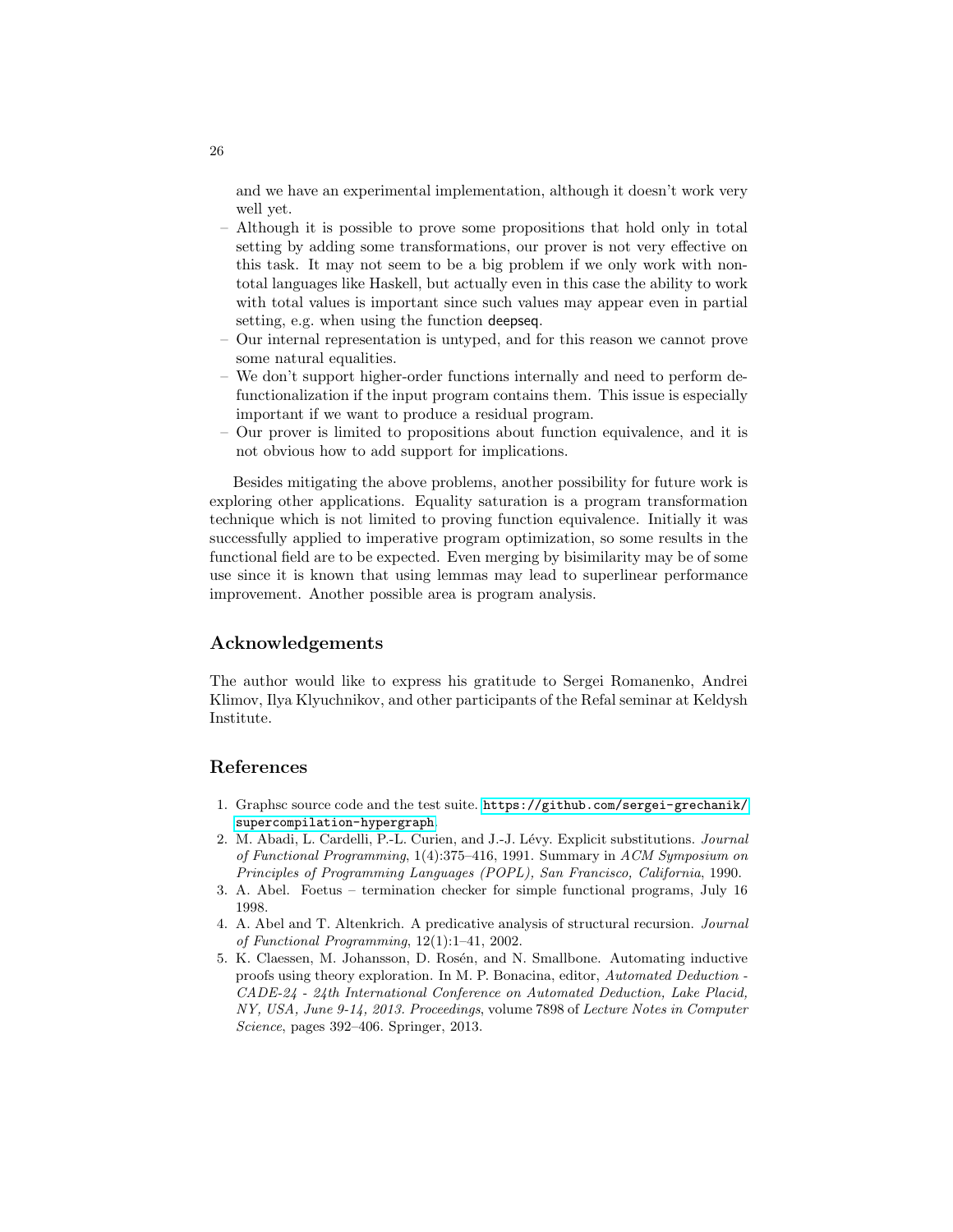and we have an experimental implementation, although it doesn't work very well yet.

- Although it is possible to prove some propositions that hold only in total setting by adding some transformations, our prover is not very effective on this task. It may not seem to be a big problem if we only work with non-total languages like Haskell, but actually even in this case the ability to work with total values is important since such values may appear even in partial setting, e.g. when using the function `deepseq`.
- Our internal representation is untyped, and for this reason we cannot prove some natural equalities.
- We don't support higher-order functions internally and need to perform defunctionalization if the input program contains them. This issue is especially important if we want to produce a residual program.
- Our prover is limited to propositions about function equivalence, and it is not obvious how to add support for implications.

Besides mitigating the above problems, another possibility for future work is exploring other applications. Equality saturation is a program transformation technique which is not limited to proving function equivalence. Initially it was successfully applied to imperative program optimization, so some results in the functional field are to be expected. Even merging by bisimilarity may be of some use since it is known that using lemmas may lead to superlinear performance improvement. Another possible area is program analysis.

## Acknowledgements

The author would like to express his gratitude to Sergei Romanenko, Andrei Klimov, Ilya Klyuchnikov, and other participants of the Refal seminar at Keldysh Institute.

## References

1. Graphsc source code and the test suite. https://github.com/sergei-grechanik/supercompilation-hypergraph.
2. M. Abadi, L. Cardelli, P.-L. Curien, and J.-J. Lévy. Explicit substitutions. *Journal of Functional Programming*, 1(4):375–416, 1991. Summary in *ACM Symposium on Principles of Programming Languages (POPL), San Francisco, California*, 1990.
3. A. Abel. Foetus – termination checker for simple functional programs, July 16 1998.
4. A. Abel and T. Altenkrich. A predicative analysis of structural recursion. *Journal of Functional Programming*, 12(1):1–41, 2002.
5. K. Claessen, M. Johansson, D. Rosén, and N. Smallbone. Automating inductive proofs using theory exploration. In M. P. Bonacina, editor, *Automated Deduction - CADE-24 - 24th International Conference on Automated Deduction, Lake Placid, NY, USA, June 9-14, 2013. Proceedings*, volume 7898 of *Lecture Notes in Computer Science*, pages 392–406. Springer, 2013.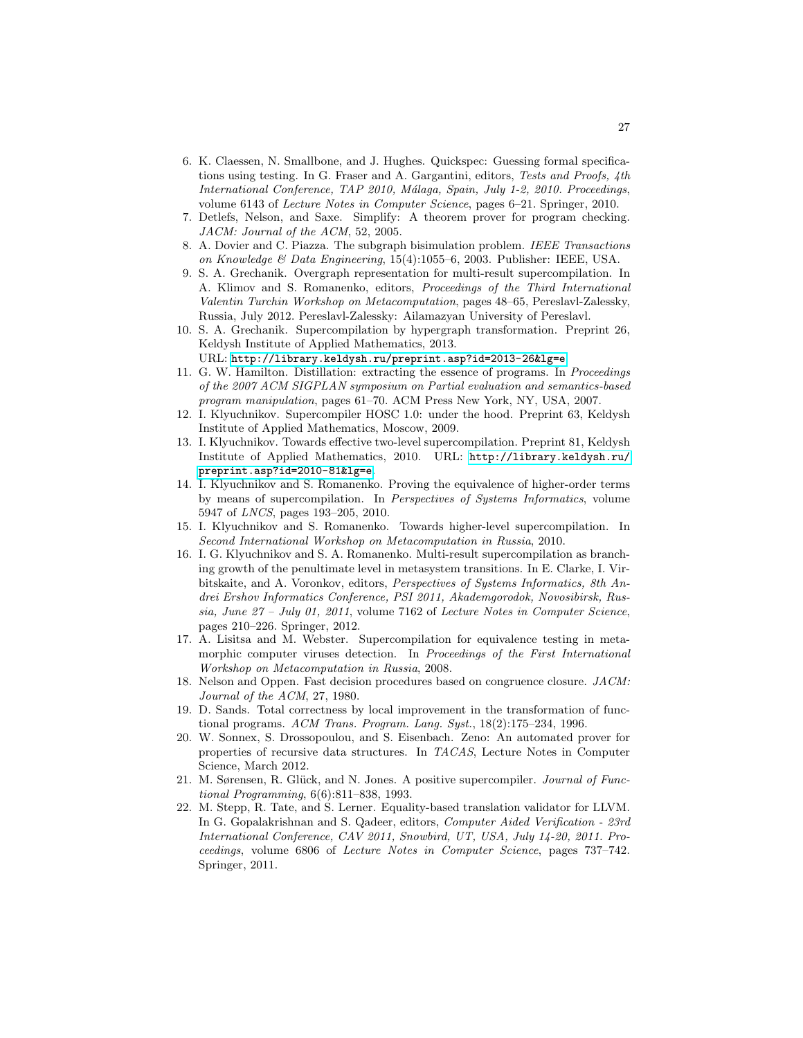6. K. Claessen, N. Smallbone, and J. Hughes. Quickspec: Guessing formal specifications using testing. In G. Fraser and A. Gargantini, editors, *Tests and Proofs, 4th International Conference, TAP 2010, Málaga, Spain, July 1-2, 2010. Proceedings*, volume 6143 of *Lecture Notes in Computer Science*, pages 6–21. Springer, 2010.
7. Detlefs, Nelson, and Saxe. Simplify: A theorem prover for program checking. *JACM: Journal of the ACM*, 52, 2005.
8. A. Dovier and C. Piazza. The subgraph bisimulation problem. *IEEE Transactions on Knowledge & Data Engineering*, 15(4):1055–6, 2003. Publisher: IEEE, USA.
9. S. A. Grechanik. Overgraph representation for multi-result supercompilation. In A. Klimov and S. Romanenko, editors, *Proceedings of the Third International Valentin Turchin Workshop on Metacomputation*, pages 48–65, Pereslavl-Zalessky, Russia, July 2012. Pereslavl-Zalessky: Ailamazyan University of Pereslavl.
10. S. A. Grechanik. Supercompilation by hypergraph transformation. Preprint 26, Keldysh Institute of Applied Mathematics, 2013. URL: http://library.keldysh.ru/preprint.asp?id=2013-26&lg=e.
11. G. W. Hamilton. Distillation: extracting the essence of programs. In *Proceedings of the 2007 ACM SIGPLAN symposium on Partial evaluation and semantics-based program manipulation*, pages 61–70. ACM Press New York, NY, USA, 2007.
12. I. Klyuchnikov. Supercompiler HOSC 1.0: under the hood. Preprint 63, Keldysh Institute of Applied Mathematics, Moscow, 2009.
13. I. Klyuchnikov. Towards effective two-level supercompilation. Preprint 81, Keldysh Institute of Applied Mathematics, 2010. URL: http://library.keldysh.ru/preprint.asp?id=2010-81&lg=e.
14. I. Klyuchnikov and S. Romanenko. Proving the equivalence of higher-order terms by means of supercompilation. In *Perspectives of Systems Informatics*, volume 5947 of *LNCS*, pages 193–205, 2010.
15. I. Klyuchnikov and S. Romanenko. Towards higher-level supercompilation. In *Second International Workshop on Metacomputation in Russia*, 2010.
16. I. G. Klyuchnikov and S. A. Romanenko. Multi-result supercompilation as branching growth of the penultimate level in metasystem transitions. In E. Clarke, I. Virbitskaite, and A. Voronkov, editors, *Perspectives of Systems Informatics, 8th Andrei Ershov Informatics Conference, PSI 2011, Akademgorodok, Novosibirsk, Russia, June 27 – July 01, 2011*, volume 7162 of *Lecture Notes in Computer Science*, pages 210–226. Springer, 2012.
17. A. Lisitsa and M. Webster. Supercompilation for equivalence testing in metamorphic computer viruses detection. In *Proceedings of the First International Workshop on Metacomputation in Russia*, 2008.
18. Nelson and Oppen. Fast decision procedures based on congruence closure. *JACM: Journal of the ACM*, 27, 1980.
19. D. Sands. Total correctness by local improvement in the transformation of functional programs. *ACM Trans. Program. Lang. Syst.*, 18(2):175–234, 1996.
20. W. Sonnex, S. Drossopoulou, and S. Eisenbach. Zeno: An automated prover for properties of recursive data structures. In *TACAS*, Lecture Notes in Computer Science, March 2012.
21. M. Sørensen, R. Glück, and N. Jones. A positive supercompiler. *Journal of Functional Programming*, 6(6):811–838, 1993.
22. M. Stepp, R. Tate, and S. Lerner. Equality-based translation validator for LLVM. In G. Gopalakrishnan and S. Qadeer, editors, *Computer Aided Verification - 23rd International Conference, CAV 2011, Snowbird, UT, USA, July 14-20, 2011. Proceedings*, volume 6806 of *Lecture Notes in Computer Science*, pages 737–742. Springer, 2011.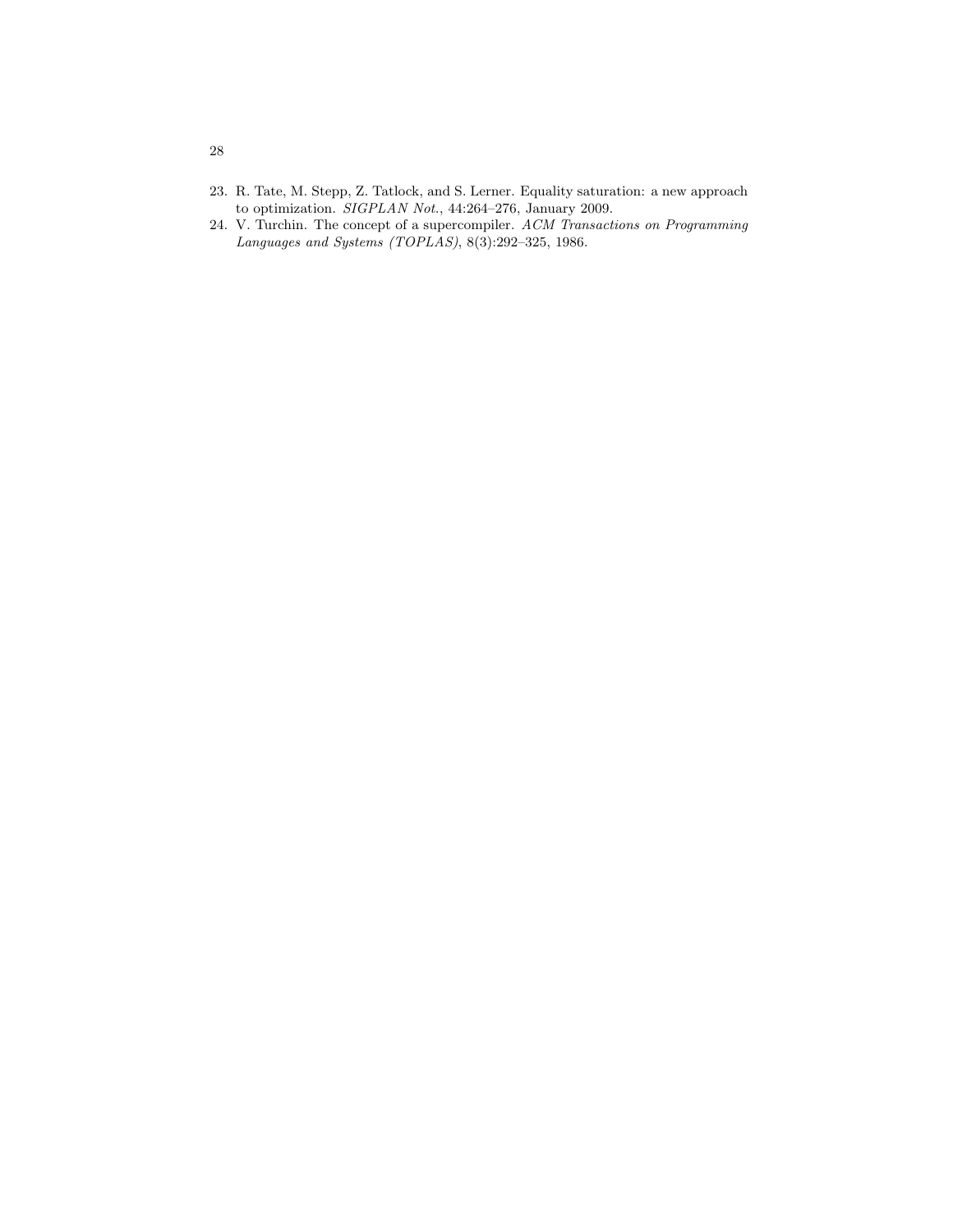23. R. Tate, M. Stepp, Z. Tatlock, and S. Lerner. Equality saturation: a new approach to optimization. *SIGPLAN Not.*, 44:264–276, January 2009.
24. V. Turchin. The concept of a supercompiler. *ACM Transactions on Programming Languages and Systems (TOPLAS)*, 8(3):292–325, 1986.